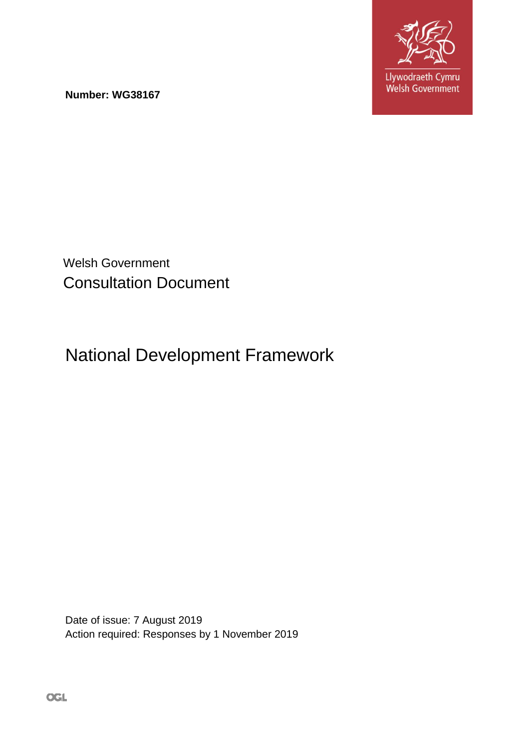**Number: WG38167**

Llywodraeth Cymru
Welsh Government

Welsh Government
Consultation Document

# National Development Framework

Date of issue: 7 August 2019
Action required: Responses by 1 November 2019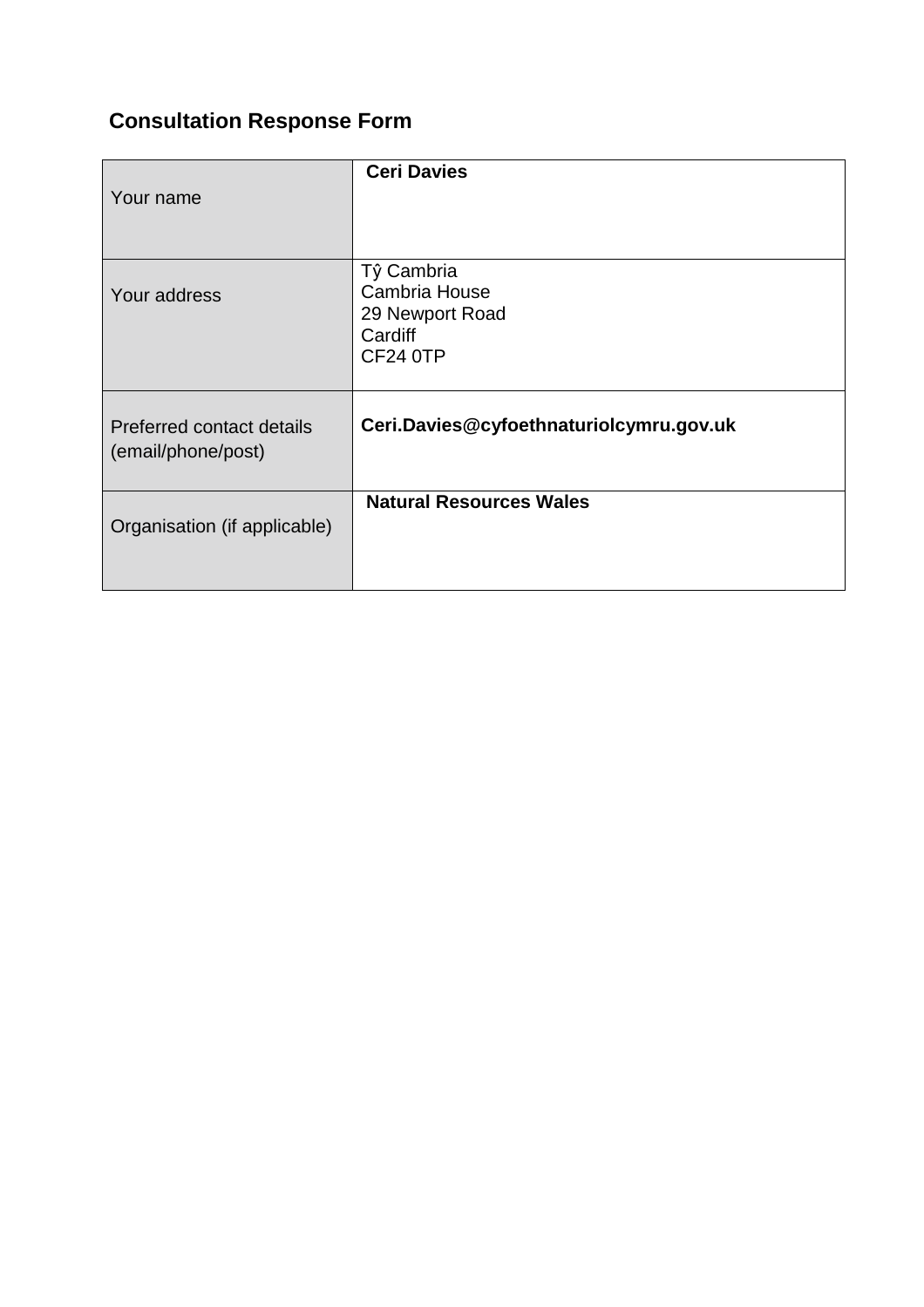## Consultation Response Form

| | |
|---|---|
| Your name | **Ceri Davies** |
| Your address | Tŷ Cambria<br>Cambria House<br>29 Newport Road<br>Cardiff<br>CF24 0TP |
| Preferred contact details (email/phone/post) | **Ceri.Davies@cyfoethnaturiolcymru.gov.uk** |
| Organisation (if applicable) | **Natural Resources Wales** |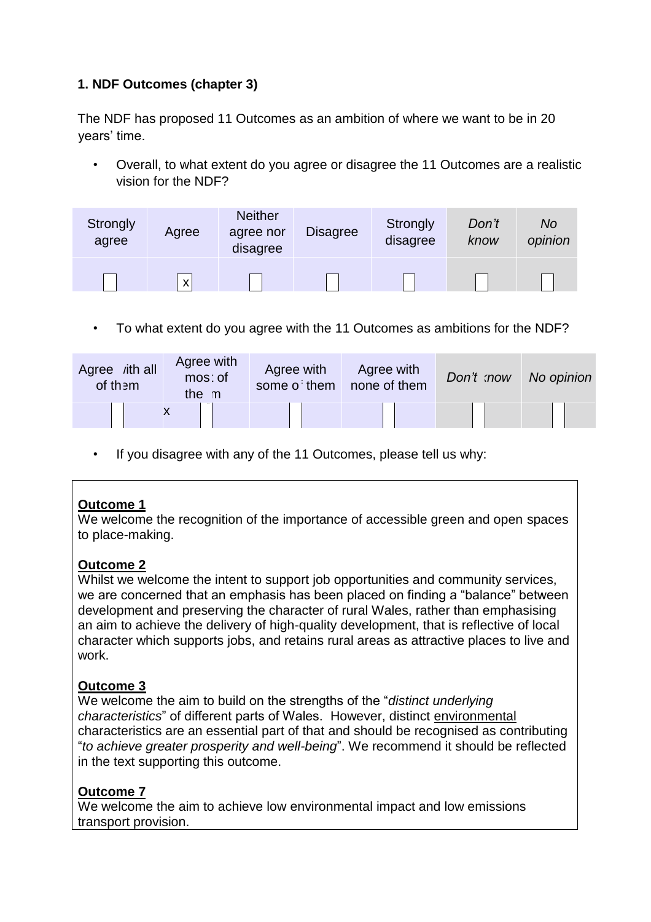**1. NDF Outcomes (chapter 3)**

The NDF has proposed 11 Outcomes as an ambition of where we want to be in 20 years' time.

- Overall, to what extent do you agree or disagree the 11 Outcomes are a realistic vision for the NDF?

| Strongly agree | Agree | Neither agree nor disagree | Disagree | Strongly disagree | *Don't know* | *No opinion* |
|---|---|---|---|---|---|---|
| | x | | | | | |

- To what extent do you agree with the 11 Outcomes as ambitions for the NDF?

| Agree with all of them | Agree with most of them | Agree with some of them | Agree with none of them | *Don't know* | *No opinion* |
|---|---|---|---|---|---|
| | x | | | | |

- If you disagree with any of the 11 Outcomes, please tell us why:

**Outcome 1**
We welcome the recognition of the importance of accessible green and open spaces to place-making.

**Outcome 2**
Whilst we welcome the intent to support job opportunities and community services, we are concerned that an emphasis has been placed on finding a "balance" between development and preserving the character of rural Wales, rather than emphasising an aim to achieve the delivery of high-quality development, that is reflective of local character which supports jobs, and retains rural areas as attractive places to live and work.

**Outcome 3**
We welcome the aim to build on the strengths of the "*distinct underlying characteristics*" of different parts of Wales. However, distinct environmental characteristics are an essential part of that and should be recognised as contributing "*to achieve greater prosperity and well-being*". We recommend it should be reflected in the text supporting this outcome.

**Outcome 7**
We welcome the aim to achieve low environmental impact and low emissions transport provision.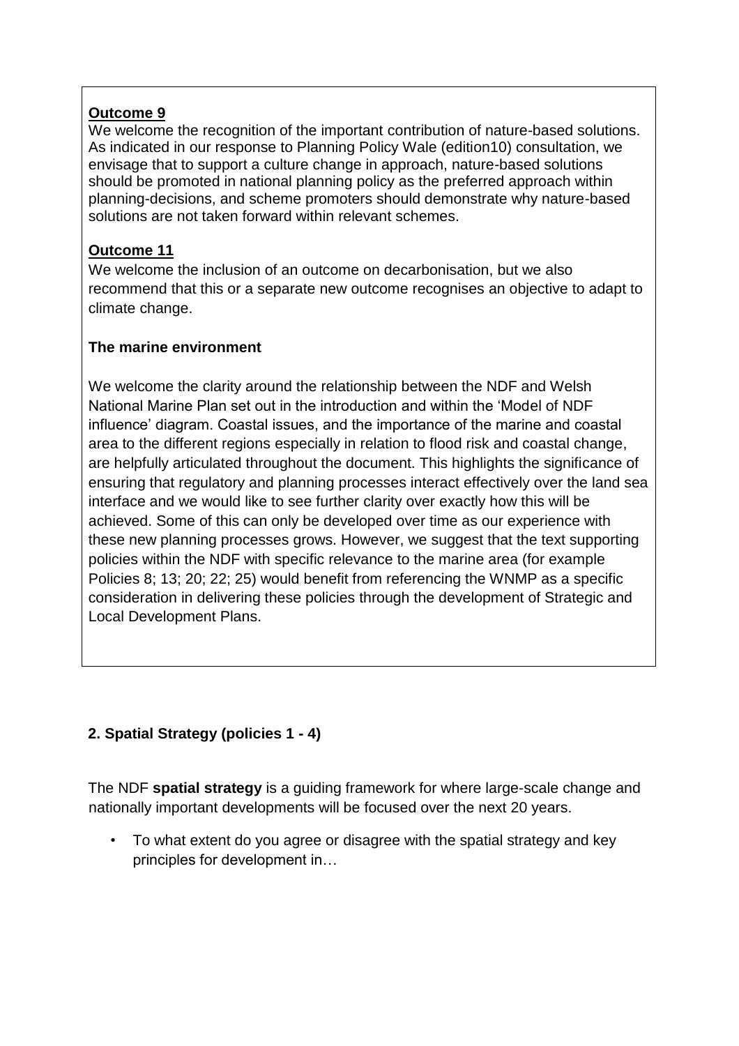**Outcome 9**

We welcome the recognition of the important contribution of nature-based solutions. As indicated in our response to Planning Policy Wale (edition10) consultation, we envisage that to support a culture change in approach, nature-based solutions should be promoted in national planning policy as the preferred approach within planning-decisions, and scheme promoters should demonstrate why nature-based solutions are not taken forward within relevant schemes.

**Outcome 11**

We welcome the inclusion of an outcome on decarbonisation, but we also recommend that this or a separate new outcome recognises an objective to adapt to climate change.

**The marine environment**

We welcome the clarity around the relationship between the NDF and Welsh National Marine Plan set out in the introduction and within the 'Model of NDF influence' diagram. Coastal issues, and the importance of the marine and coastal area to the different regions especially in relation to flood risk and coastal change, are helpfully articulated throughout the document. This highlights the significance of ensuring that regulatory and planning processes interact effectively over the land sea interface and we would like to see further clarity over exactly how this will be achieved. Some of this can only be developed over time as our experience with these new planning processes grows. However, we suggest that the text supporting policies within the NDF with specific relevance to the marine area (for example Policies 8; 13; 20; 22; 25) would benefit from referencing the WNMP as a specific consideration in delivering these policies through the development of Strategic and Local Development Plans.

## 2. Spatial Strategy (policies 1 - 4)

The NDF **spatial strategy** is a guiding framework for where large-scale change and nationally important developments will be focused over the next 20 years.

- To what extent do you agree or disagree with the spatial strategy and key principles for development in…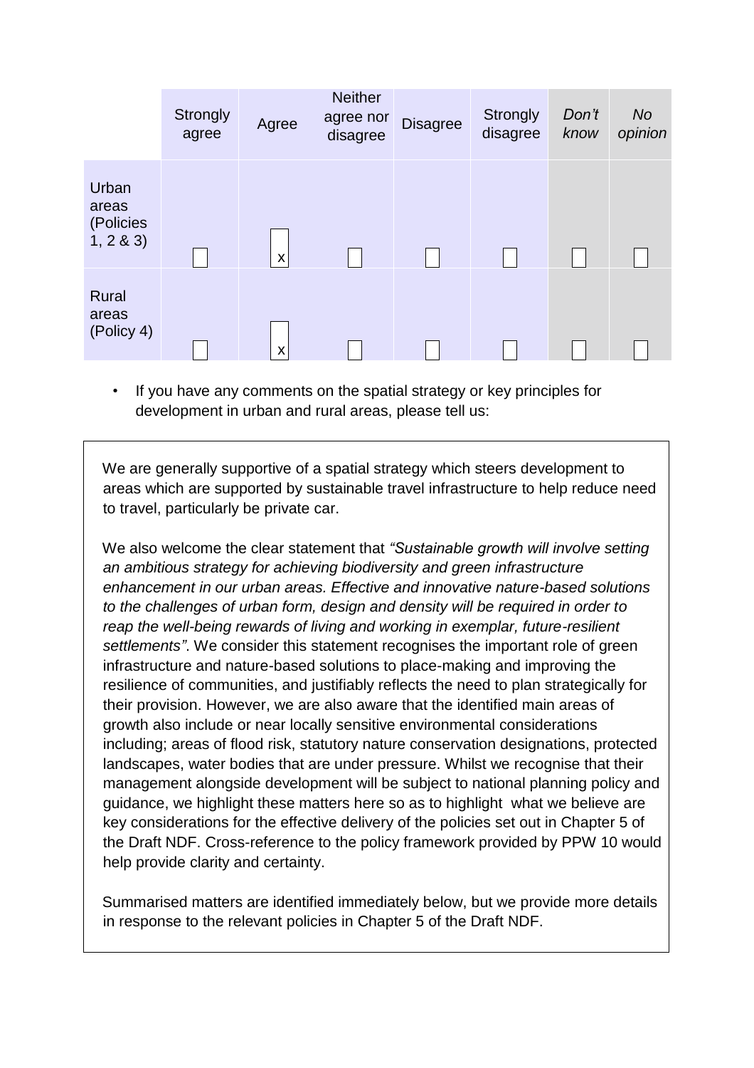|  | Strongly agree | Agree | Neither agree nor disagree | Disagree | Strongly disagree | *Don't know* | *No opinion* |
|---|---|---|---|---|---|---|---|
| Urban areas (Policies 1, 2 & 3) | ☐ | x | ☐ | ☐ | ☐ | ☐ | ☐ |
| Rural areas (Policy 4) | ☐ | x | ☐ | ☐ | ☐ | ☐ | ☐ |

- If you have any comments on the spatial strategy or key principles for development in urban and rural areas, please tell us:

We are generally supportive of a spatial strategy which steers development to areas which are supported by sustainable travel infrastructure to help reduce need to travel, particularly be private car.

We also welcome the clear statement that *"Sustainable growth will involve setting an ambitious strategy for achieving biodiversity and green infrastructure enhancement in our urban areas. Effective and innovative nature-based solutions to the challenges of urban form, design and density will be required in order to reap the well-being rewards of living and working in exemplar, future-resilient settlements"*. We consider this statement recognises the important role of green infrastructure and nature-based solutions to place-making and improving the resilience of communities, and justifiably reflects the need to plan strategically for their provision. However, we are also aware that the identified main areas of growth also include or near locally sensitive environmental considerations including; areas of flood risk, statutory nature conservation designations, protected landscapes, water bodies that are under pressure. Whilst we recognise that their management alongside development will be subject to national planning policy and guidance, we highlight these matters here so as to highlight what we believe are key considerations for the effective delivery of the policies set out in Chapter 5 of the Draft NDF. Cross-reference to the policy framework provided by PPW 10 would help provide clarity and certainty.

Summarised matters are identified immediately below, but we provide more details in response to the relevant policies in Chapter 5 of the Draft NDF.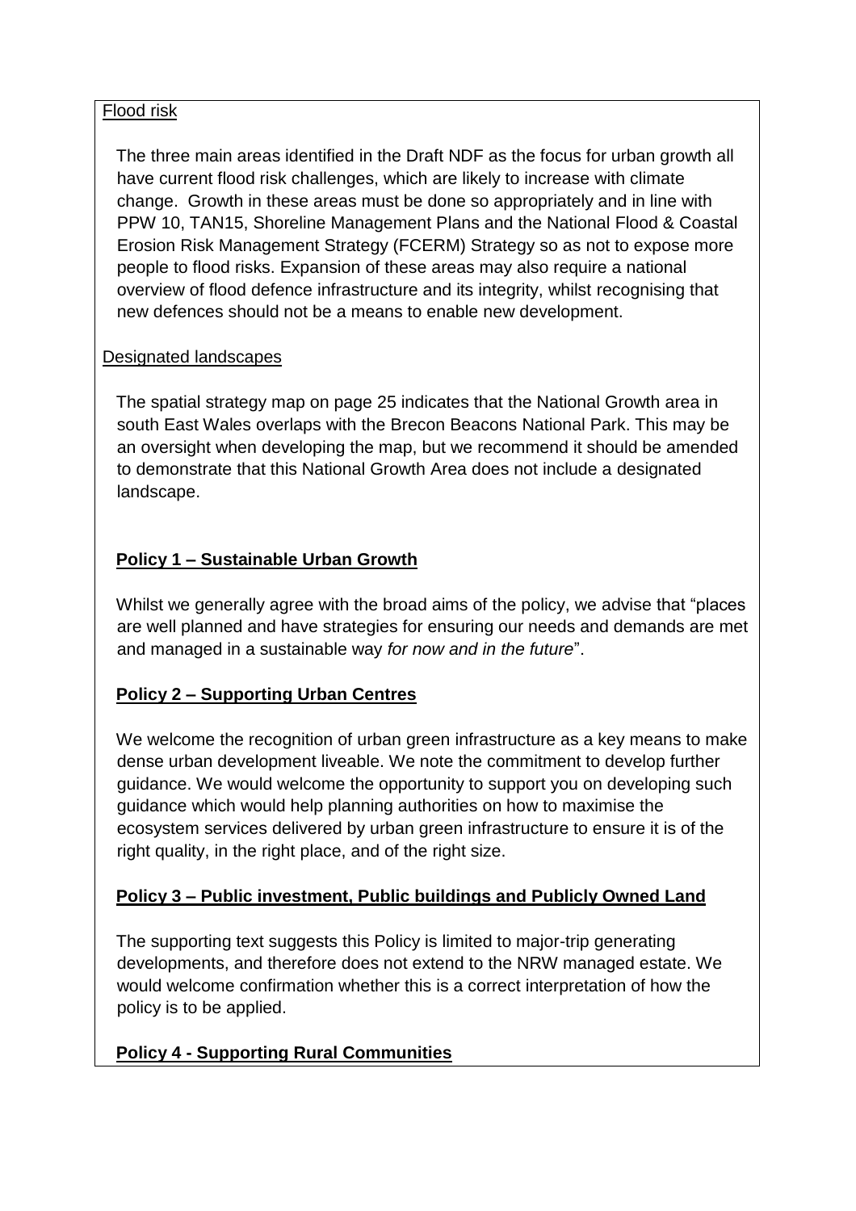Flood risk

The three main areas identified in the Draft NDF as the focus for urban growth all have current flood risk challenges, which are likely to increase with climate change. Growth in these areas must be done so appropriately and in line with PPW 10, TAN15, Shoreline Management Plans and the National Flood & Coastal Erosion Risk Management Strategy (FCERM) Strategy so as not to expose more people to flood risks. Expansion of these areas may also require a national overview of flood defence infrastructure and its integrity, whilst recognising that new defences should not be a means to enable new development.

Designated landscapes

The spatial strategy map on page 25 indicates that the National Growth area in south East Wales overlaps with the Brecon Beacons National Park. This may be an oversight when developing the map, but we recommend it should be amended to demonstrate that this National Growth Area does not include a designated landscape.

**Policy 1 – Sustainable Urban Growth**

Whilst we generally agree with the broad aims of the policy, we advise that "places are well planned and have strategies for ensuring our needs and demands are met and managed in a sustainable way *for now and in the future*".

**Policy 2 – Supporting Urban Centres**

We welcome the recognition of urban green infrastructure as a key means to make dense urban development liveable. We note the commitment to develop further guidance. We would welcome the opportunity to support you on developing such guidance which would help planning authorities on how to maximise the ecosystem services delivered by urban green infrastructure to ensure it is of the right quality, in the right place, and of the right size.

**Policy 3 – Public investment, Public buildings and Publicly Owned Land**

The supporting text suggests this Policy is limited to major-trip generating developments, and therefore does not extend to the NRW managed estate. We would welcome confirmation whether this is a correct interpretation of how the policy is to be applied.

**Policy 4 - Supporting Rural Communities**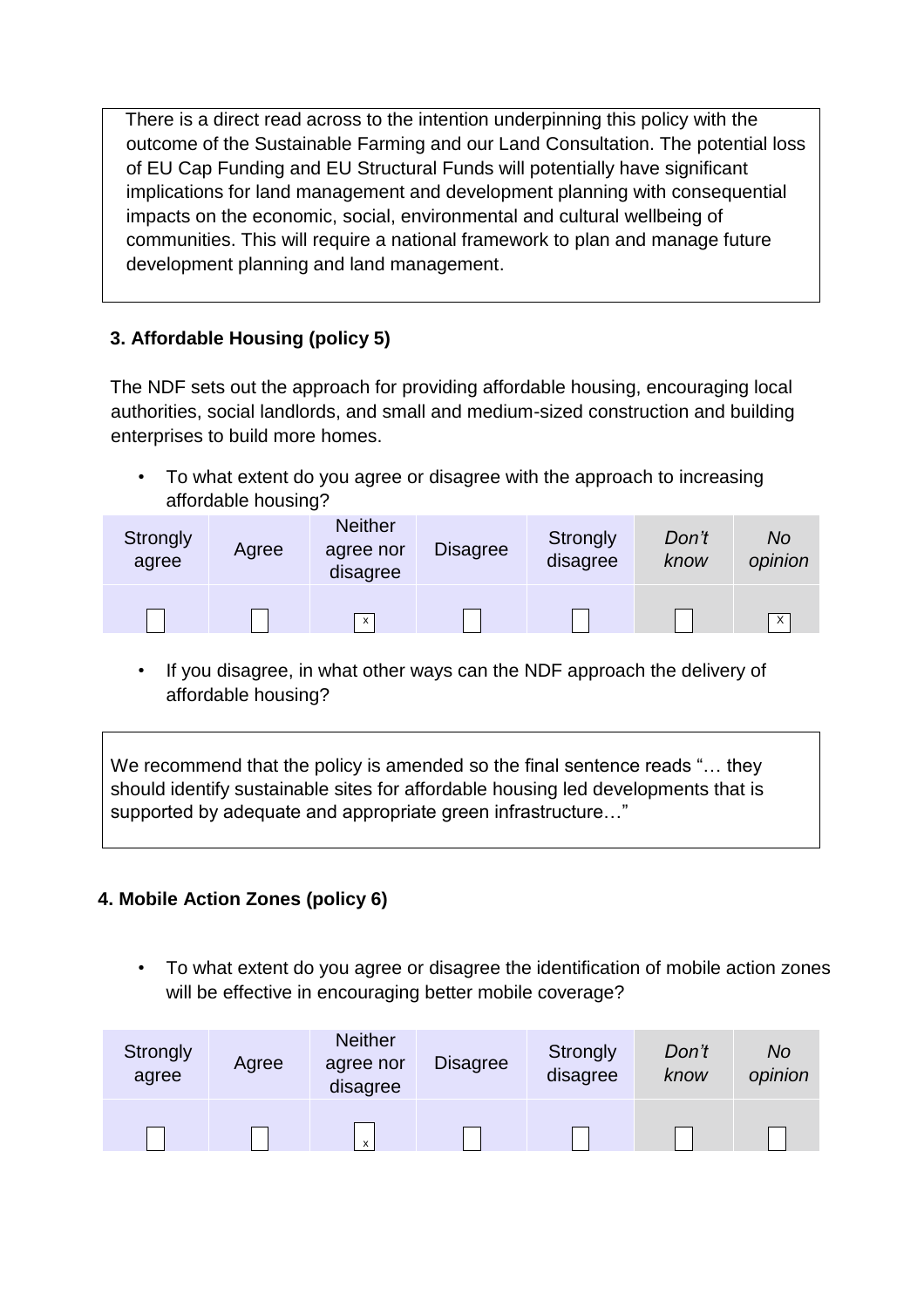There is a direct read across to the intention underpinning this policy with the outcome of the Sustainable Farming and our Land Consultation. The potential loss of EU Cap Funding and EU Structural Funds will potentially have significant implications for land management and development planning with consequential impacts on the economic, social, environmental and cultural wellbeing of communities. This will require a national framework to plan and manage future development planning and land management.

### 3. Affordable Housing (policy 5)

The NDF sets out the approach for providing affordable housing, encouraging local authorities, social landlords, and small and medium-sized construction and building enterprises to build more homes.

- To what extent do you agree or disagree with the approach to increasing affordable housing?

| Strongly agree | Agree | Neither agree nor disagree | Disagree | Strongly disagree | *Don't know* | *No opinion* |
|---|---|---|---|---|---|---|
| ☐ | ☐ | ☒ | ☐ | ☐ | ☐ | ☒ |

- If you disagree, in what other ways can the NDF approach the delivery of affordable housing?

We recommend that the policy is amended so the final sentence reads "… they should identify sustainable sites for affordable housing led developments that is supported by adequate and appropriate green infrastructure…"

### 4. Mobile Action Zones (policy 6)

- To what extent do you agree or disagree the identification of mobile action zones will be effective in encouraging better mobile coverage?

| Strongly agree | Agree | Neither agree nor disagree | Disagree | Strongly disagree | *Don't know* | *No opinion* |
|---|---|---|---|---|---|---|
| ☐ | ☐ | ☒ | ☐ | ☐ | ☐ | ☐ |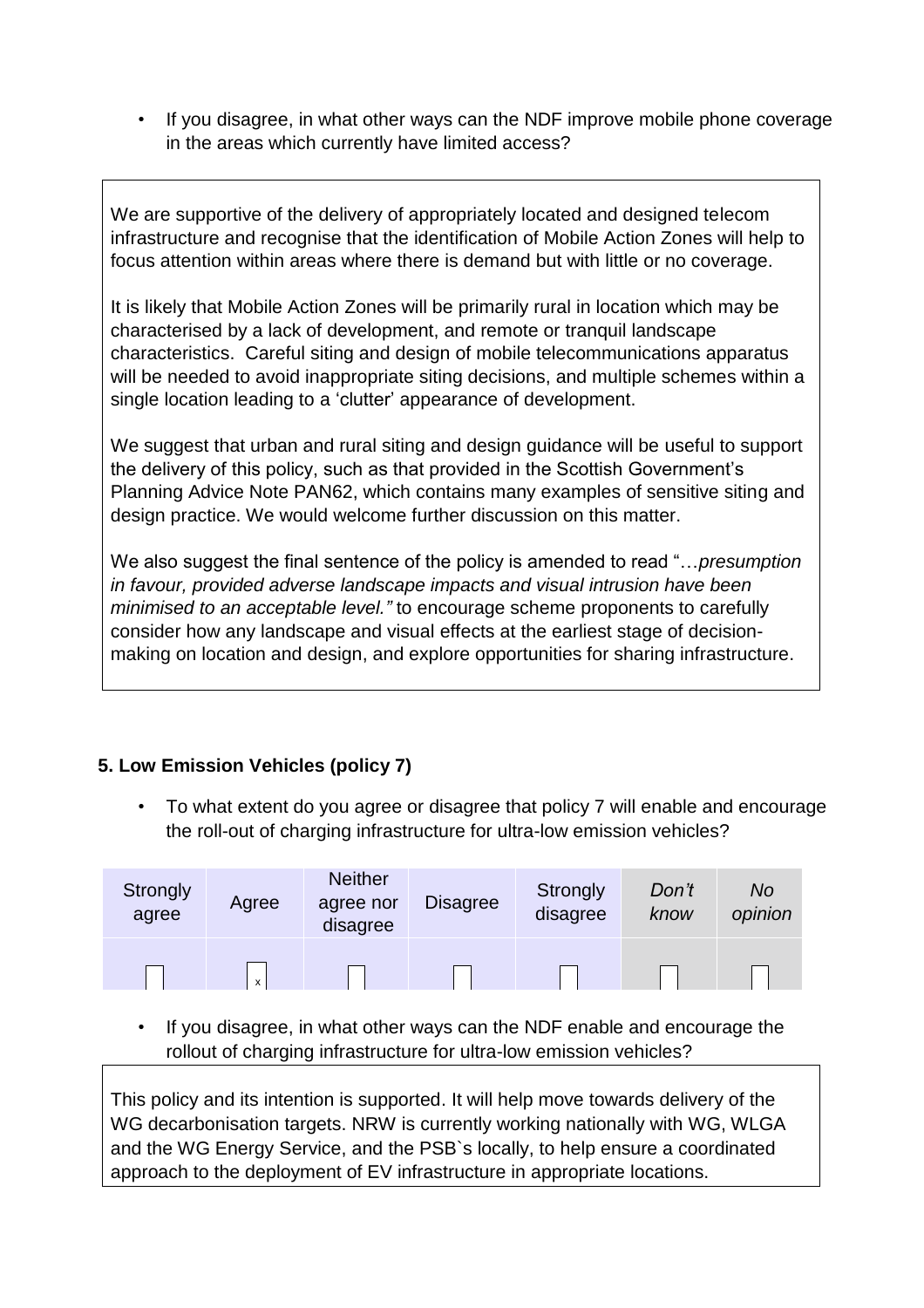- If you disagree, in what other ways can the NDF improve mobile phone coverage in the areas which currently have limited access?

We are supportive of the delivery of appropriately located and designed telecom infrastructure and recognise that the identification of Mobile Action Zones will help to focus attention within areas where there is demand but with little or no coverage.

It is likely that Mobile Action Zones will be primarily rural in location which may be characterised by a lack of development, and remote or tranquil landscape characteristics. Careful siting and design of mobile telecommunications apparatus will be needed to avoid inappropriate siting decisions, and multiple schemes within a single location leading to a 'clutter' appearance of development.

We suggest that urban and rural siting and design guidance will be useful to support the delivery of this policy, such as that provided in the Scottish Government's Planning Advice Note PAN62, which contains many examples of sensitive siting and design practice. We would welcome further discussion on this matter.

We also suggest the final sentence of the policy is amended to read "…*presumption in favour, provided adverse landscape impacts and visual intrusion have been minimised to an acceptable level."* to encourage scheme proponents to carefully consider how any landscape and visual effects at the earliest stage of decision-making on location and design, and explore opportunities for sharing infrastructure.

### 5. Low Emission Vehicles (policy 7)

- To what extent do you agree or disagree that policy 7 will enable and encourage the roll-out of charging infrastructure for ultra-low emission vehicles?

| Strongly agree | Agree | Neither agree nor disagree | Disagree | Strongly disagree | *Don't know* | *No opinion* |
|---|---|---|---|---|---|---|
| | x | | | | | |

- If you disagree, in what other ways can the NDF enable and encourage the rollout of charging infrastructure for ultra-low emission vehicles?

This policy and its intention is supported. It will help move towards delivery of the WG decarbonisation targets. NRW is currently working nationally with WG, WLGA and the WG Energy Service, and the PSB`s locally, to help ensure a coordinated approach to the deployment of EV infrastructure in appropriate locations.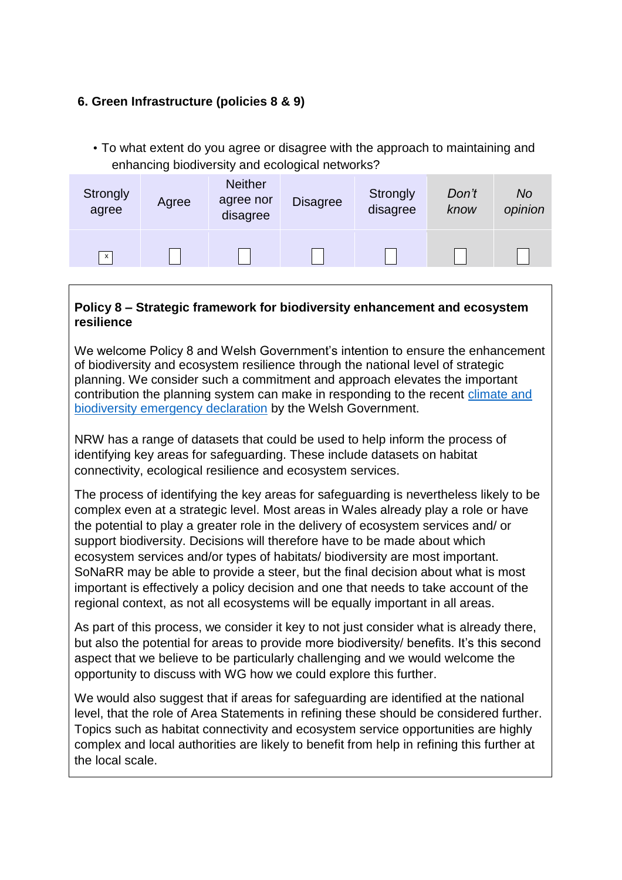**6. Green Infrastructure (policies 8 & 9)**

- To what extent do you agree or disagree with the approach to maintaining and enhancing biodiversity and ecological networks?

| Strongly agree | Agree | Neither agree nor disagree | Disagree | Strongly disagree | *Don't know* | *No opinion* |
|---|---|---|---|---|---|---|
| x | | | | | | |

**Policy 8 – Strategic framework for biodiversity enhancement and ecosystem resilience**

We welcome Policy 8 and Welsh Government's intention to ensure the enhancement of biodiversity and ecosystem resilience through the national level of strategic planning. We consider such a commitment and approach elevates the important contribution the planning system can make in responding to the recent climate and biodiversity emergency declaration by the Welsh Government.

NRW has a range of datasets that could be used to help inform the process of identifying key areas for safeguarding. These include datasets on habitat connectivity, ecological resilience and ecosystem services.

The process of identifying the key areas for safeguarding is nevertheless likely to be complex even at a strategic level. Most areas in Wales already play a role or have the potential to play a greater role in the delivery of ecosystem services and/ or support biodiversity. Decisions will therefore have to be made about which ecosystem services and/or types of habitats/ biodiversity are most important. SoNaRR may be able to provide a steer, but the final decision about what is most important is effectively a policy decision and one that needs to take account of the regional context, as not all ecosystems will be equally important in all areas.

As part of this process, we consider it key to not just consider what is already there, but also the potential for areas to provide more biodiversity/ benefits. It's this second aspect that we believe to be particularly challenging and we would welcome the opportunity to discuss with WG how we could explore this further.

We would also suggest that if areas for safeguarding are identified at the national level, that the role of Area Statements in refining these should be considered further. Topics such as habitat connectivity and ecosystem service opportunities are highly complex and local authorities are likely to benefit from help in refining this further at the local scale.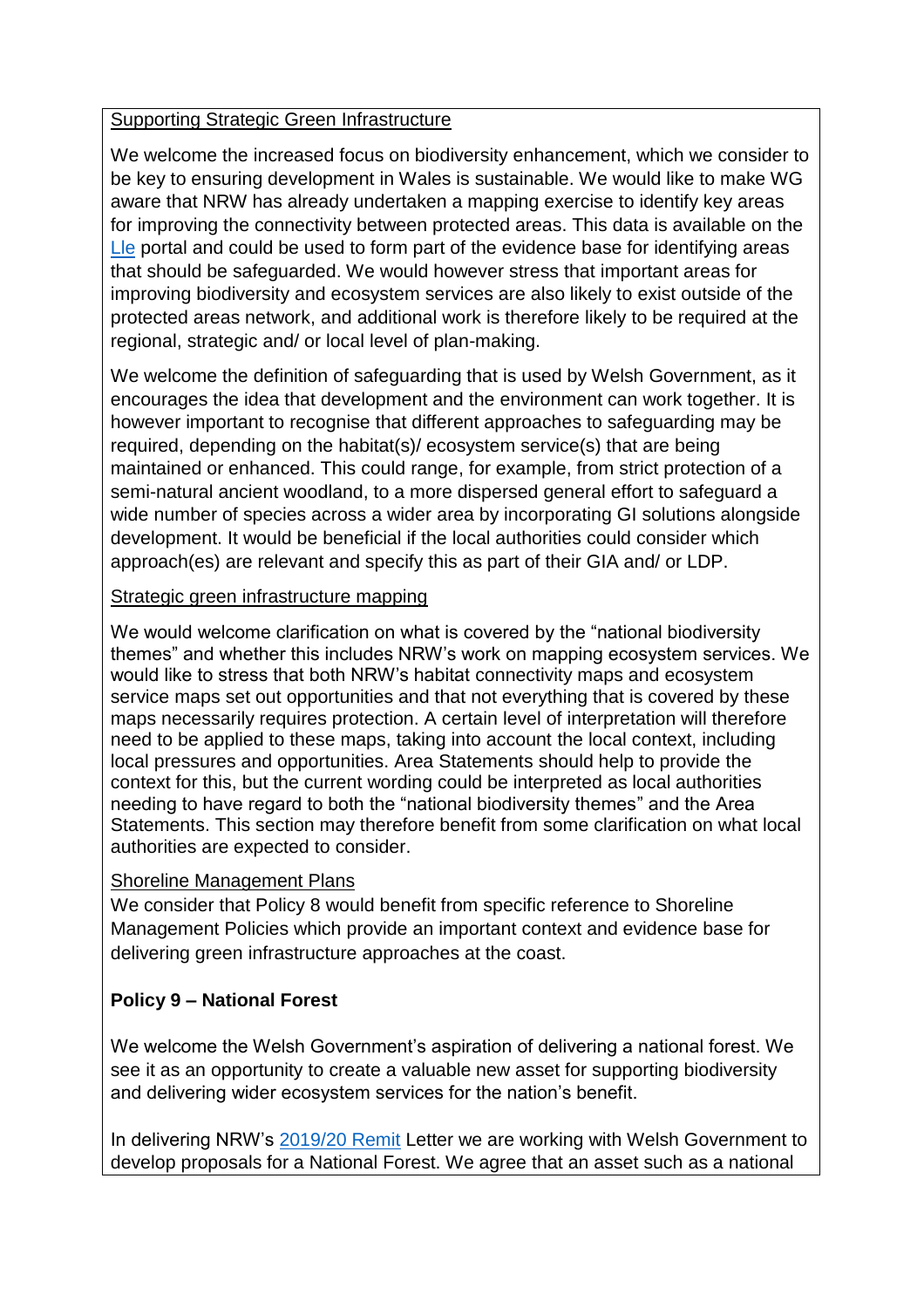Supporting Strategic Green Infrastructure

We welcome the increased focus on biodiversity enhancement, which we consider to be key to ensuring development in Wales is sustainable. We would like to make WG aware that NRW has already undertaken a mapping exercise to identify key areas for improving the connectivity between protected areas. This data is available on the Lle portal and could be used to form part of the evidence base for identifying areas that should be safeguarded. We would however stress that important areas for improving biodiversity and ecosystem services are also likely to exist outside of the protected areas network, and additional work is therefore likely to be required at the regional, strategic and/ or local level of plan-making.

We welcome the definition of safeguarding that is used by Welsh Government, as it encourages the idea that development and the environment can work together. It is however important to recognise that different approaches to safeguarding may be required, depending on the habitat(s)/ ecosystem service(s) that are being maintained or enhanced. This could range, for example, from strict protection of a semi-natural ancient woodland, to a more dispersed general effort to safeguard a wide number of species across a wider area by incorporating GI solutions alongside development. It would be beneficial if the local authorities could consider which approach(es) are relevant and specify this as part of their GIA and/ or LDP.

Strategic green infrastructure mapping

We would welcome clarification on what is covered by the "national biodiversity themes" and whether this includes NRW's work on mapping ecosystem services. We would like to stress that both NRW's habitat connectivity maps and ecosystem service maps set out opportunities and that not everything that is covered by these maps necessarily requires protection. A certain level of interpretation will therefore need to be applied to these maps, taking into account the local context, including local pressures and opportunities. Area Statements should help to provide the context for this, but the current wording could be interpreted as local authorities needing to have regard to both the "national biodiversity themes" and the Area Statements. This section may therefore benefit from some clarification on what local authorities are expected to consider.

Shoreline Management Plans

We consider that Policy 8 would benefit from specific reference to Shoreline Management Policies which provide an important context and evidence base for delivering green infrastructure approaches at the coast.

**Policy 9 – National Forest**

We welcome the Welsh Government's aspiration of delivering a national forest. We see it as an opportunity to create a valuable new asset for supporting biodiversity and delivering wider ecosystem services for the nation's benefit.

In delivering NRW's 2019/20 Remit Letter we are working with Welsh Government to develop proposals for a National Forest. We agree that an asset such as a national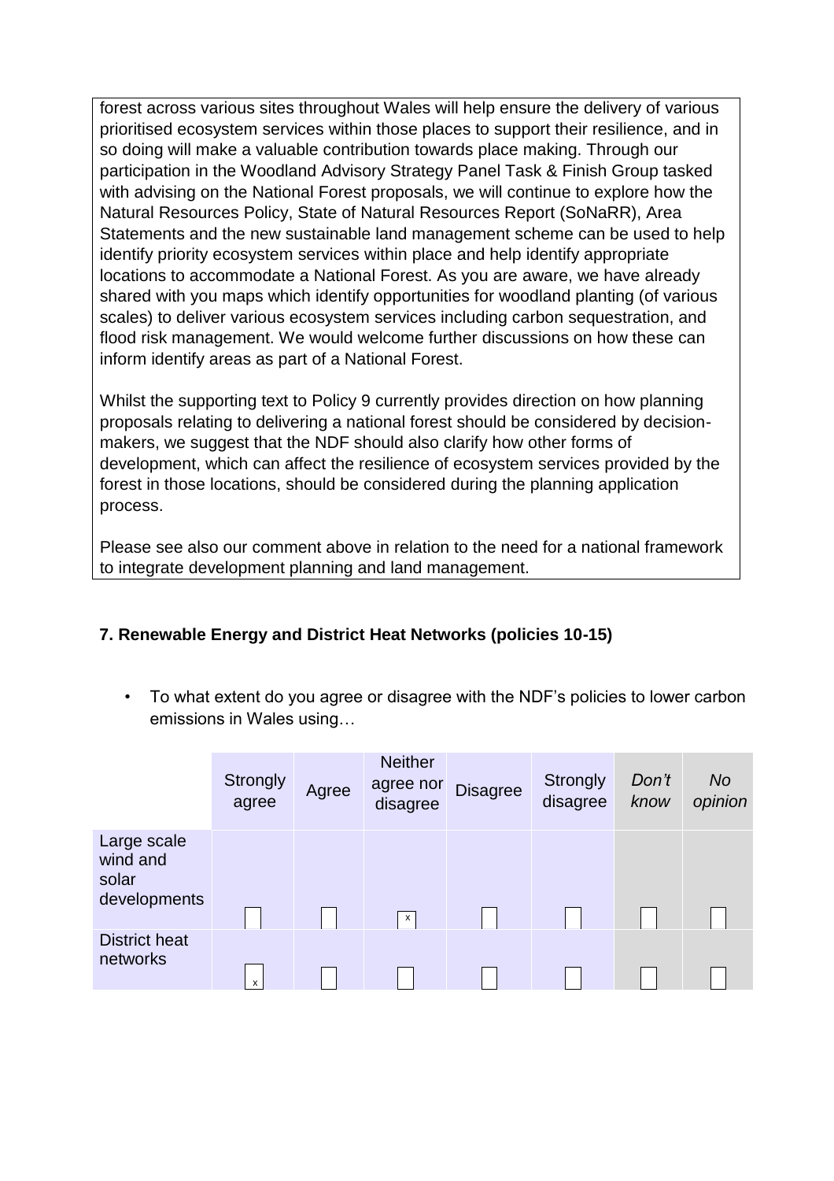forest across various sites throughout Wales will help ensure the delivery of various prioritised ecosystem services within those places to support their resilience, and in so doing will make a valuable contribution towards place making. Through our participation in the Woodland Advisory Strategy Panel Task & Finish Group tasked with advising on the National Forest proposals, we will continue to explore how the Natural Resources Policy, State of Natural Resources Report (SoNaRR), Area Statements and the new sustainable land management scheme can be used to help identify priority ecosystem services within place and help identify appropriate locations to accommodate a National Forest. As you are aware, we have already shared with you maps which identify opportunities for woodland planting (of various scales) to deliver various ecosystem services including carbon sequestration, and flood risk management. We would welcome further discussions on how these can inform identify areas as part of a National Forest.

Whilst the supporting text to Policy 9 currently provides direction on how planning proposals relating to delivering a national forest should be considered by decision-makers, we suggest that the NDF should also clarify how other forms of development, which can affect the resilience of ecosystem services provided by the forest in those locations, should be considered during the planning application process.

Please see also our comment above in relation to the need for a national framework to integrate development planning and land management.

## 7. Renewable Energy and District Heat Networks (policies 10-15)

- To what extent do you agree or disagree with the NDF's policies to lower carbon emissions in Wales using…

| | Strongly agree | Agree | Neither agree nor disagree | Disagree | Strongly disagree | *Don't know* | *No opinion* |
|---|---|---|---|---|---|---|---|
| Large scale wind and solar developments | | | x | | | | |
| District heat networks | x | | | | | | |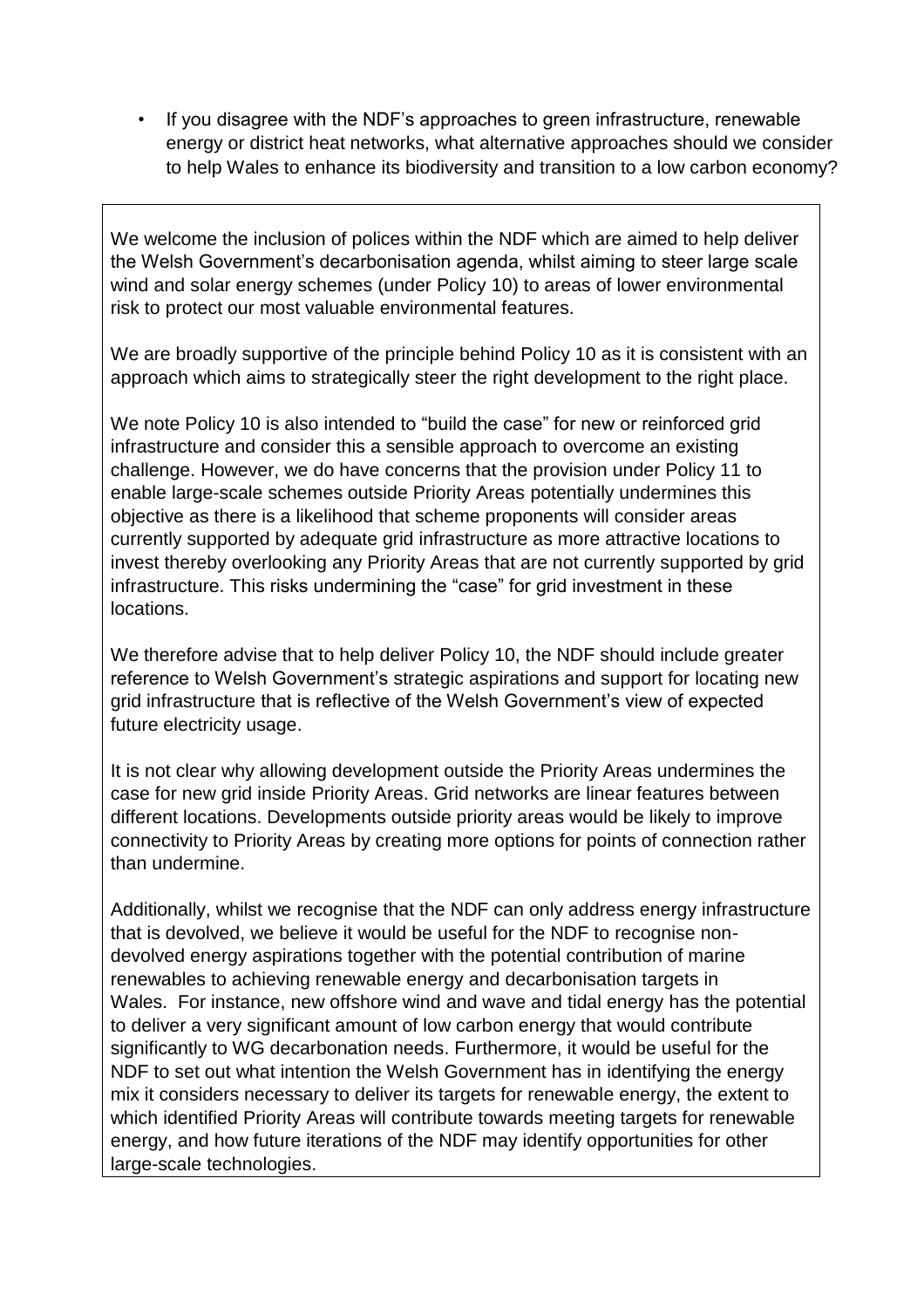- If you disagree with the NDF's approaches to green infrastructure, renewable energy or district heat networks, what alternative approaches should we consider to help Wales to enhance its biodiversity and transition to a low carbon economy?

We welcome the inclusion of polices within the NDF which are aimed to help deliver the Welsh Government's decarbonisation agenda, whilst aiming to steer large scale wind and solar energy schemes (under Policy 10) to areas of lower environmental risk to protect our most valuable environmental features.

We are broadly supportive of the principle behind Policy 10 as it is consistent with an approach which aims to strategically steer the right development to the right place.

We note Policy 10 is also intended to "build the case" for new or reinforced grid infrastructure and consider this a sensible approach to overcome an existing challenge. However, we do have concerns that the provision under Policy 11 to enable large-scale schemes outside Priority Areas potentially undermines this objective as there is a likelihood that scheme proponents will consider areas currently supported by adequate grid infrastructure as more attractive locations to invest thereby overlooking any Priority Areas that are not currently supported by grid infrastructure. This risks undermining the "case" for grid investment in these locations.

We therefore advise that to help deliver Policy 10, the NDF should include greater reference to Welsh Government's strategic aspirations and support for locating new grid infrastructure that is reflective of the Welsh Government's view of expected future electricity usage.

It is not clear why allowing development outside the Priority Areas undermines the case for new grid inside Priority Areas. Grid networks are linear features between different locations. Developments outside priority areas would be likely to improve connectivity to Priority Areas by creating more options for points of connection rather than undermine.

Additionally, whilst we recognise that the NDF can only address energy infrastructure that is devolved, we believe it would be useful for the NDF to recognise non-devolved energy aspirations together with the potential contribution of marine renewables to achieving renewable energy and decarbonisation targets in Wales. For instance, new offshore wind and wave and tidal energy has the potential to deliver a very significant amount of low carbon energy that would contribute significantly to WG decarbonation needs. Furthermore, it would be useful for the NDF to set out what intention the Welsh Government has in identifying the energy mix it considers necessary to deliver its targets for renewable energy, the extent to which identified Priority Areas will contribute towards meeting targets for renewable energy, and how future iterations of the NDF may identify opportunities for other large-scale technologies.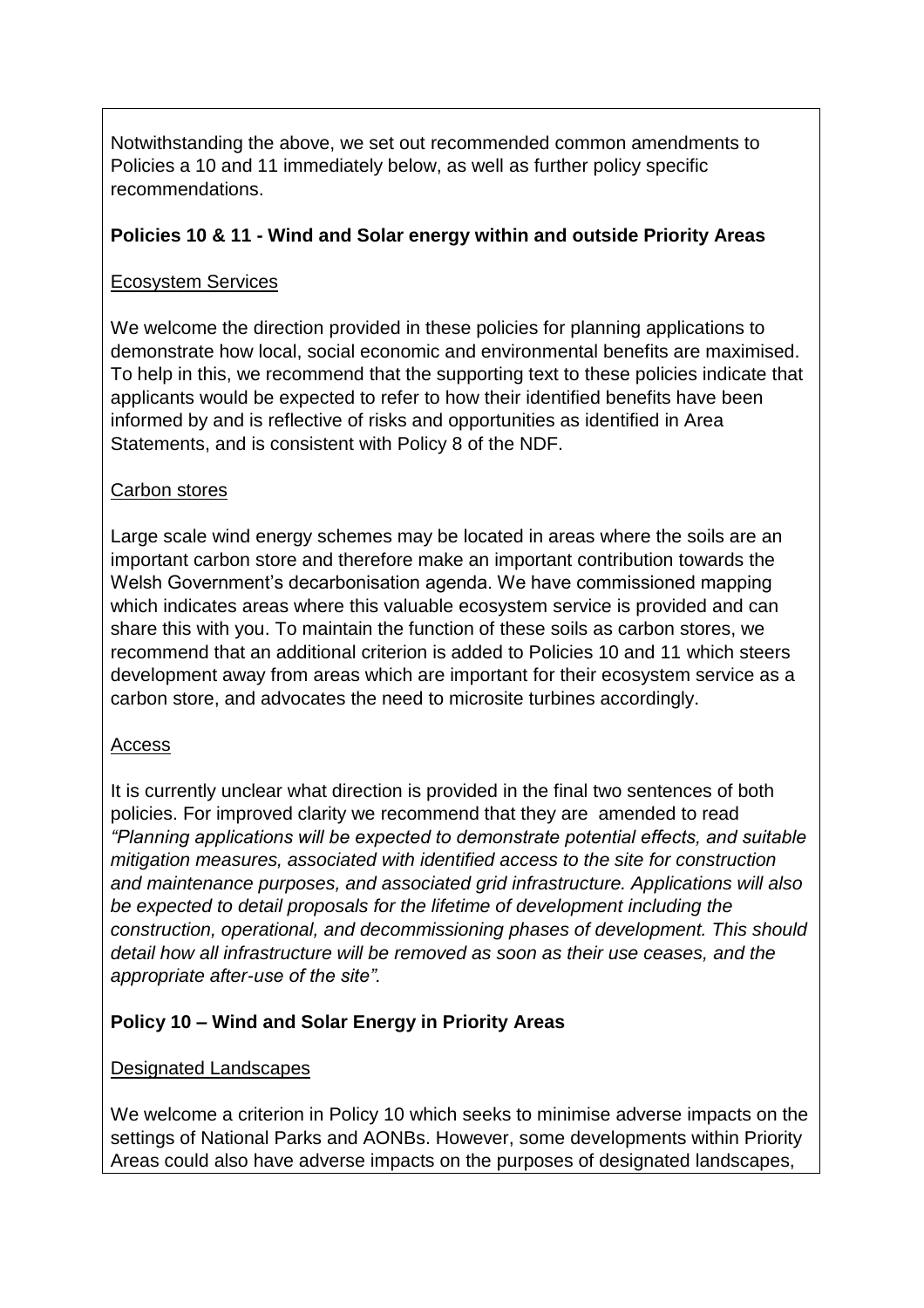Notwithstanding the above, we set out recommended common amendments to Policies a 10 and 11 immediately below, as well as further policy specific recommendations.

**Policies 10 & 11 - Wind and Solar energy within and outside Priority Areas**

Ecosystem Services

We welcome the direction provided in these policies for planning applications to demonstrate how local, social economic and environmental benefits are maximised. To help in this, we recommend that the supporting text to these policies indicate that applicants would be expected to refer to how their identified benefits have been informed by and is reflective of risks and opportunities as identified in Area Statements, and is consistent with Policy 8 of the NDF.

Carbon stores

Large scale wind energy schemes may be located in areas where the soils are an important carbon store and therefore make an important contribution towards the Welsh Government's decarbonisation agenda. We have commissioned mapping which indicates areas where this valuable ecosystem service is provided and can share this with you. To maintain the function of these soils as carbon stores, we recommend that an additional criterion is added to Policies 10 and 11 which steers development away from areas which are important for their ecosystem service as a carbon store, and advocates the need to microsite turbines accordingly.

Access

It is currently unclear what direction is provided in the final two sentences of both policies. For improved clarity we recommend that they are amended to read *"Planning applications will be expected to demonstrate potential effects, and suitable mitigation measures, associated with identified access to the site for construction and maintenance purposes, and associated grid infrastructure. Applications will also be expected to detail proposals for the lifetime of development including the construction, operational, and decommissioning phases of development. This should detail how all infrastructure will be removed as soon as their use ceases, and the appropriate after-use of the site".*

**Policy 10 – Wind and Solar Energy in Priority Areas**

Designated Landscapes

We welcome a criterion in Policy 10 which seeks to minimise adverse impacts on the settings of National Parks and AONBs. However, some developments within Priority Areas could also have adverse impacts on the purposes of designated landscapes,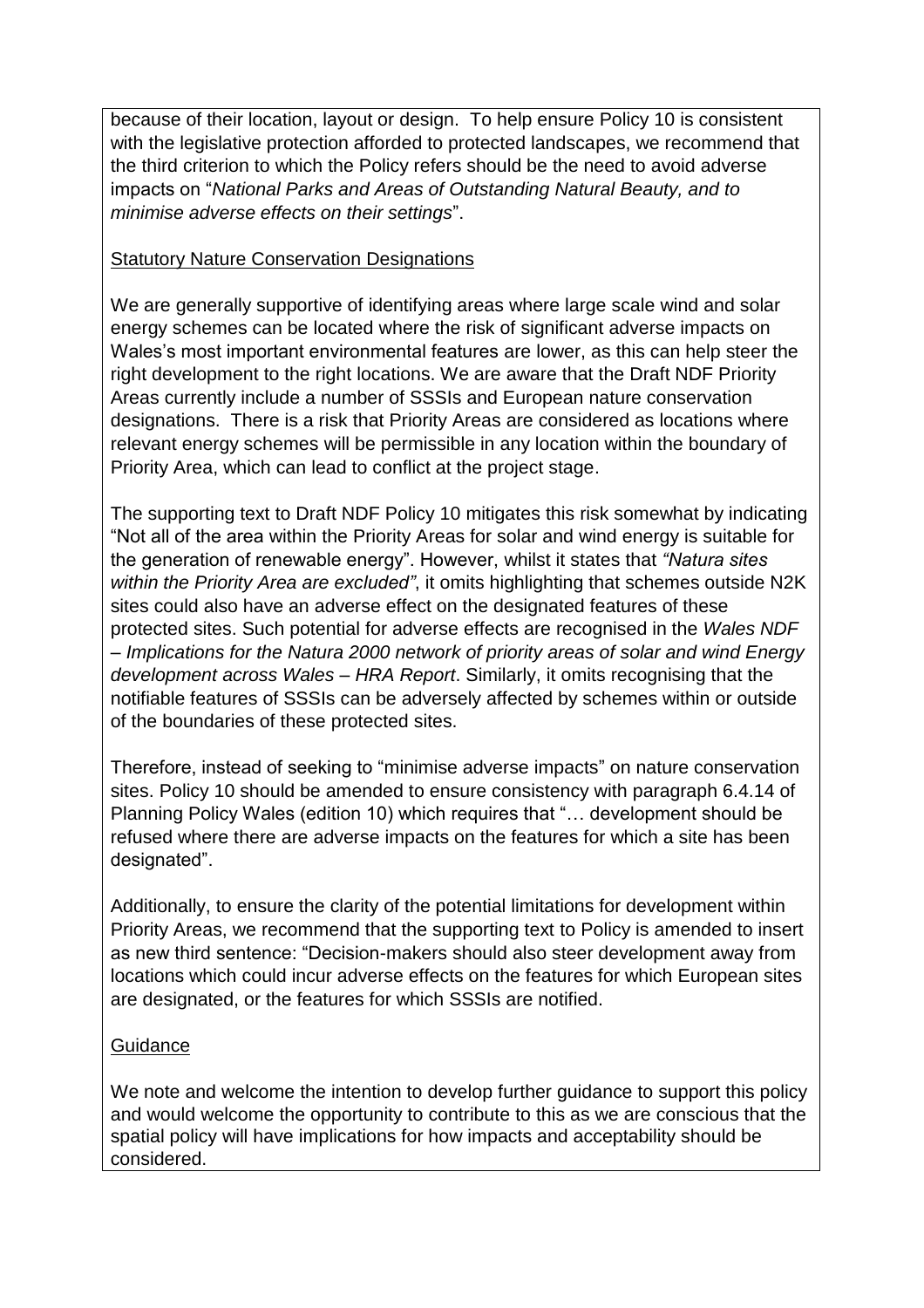because of their location, layout or design. To help ensure Policy 10 is consistent with the legislative protection afforded to protected landscapes, we recommend that the third criterion to which the Policy refers should be the need to avoid adverse impacts on "*National Parks and Areas of Outstanding Natural Beauty, and to minimise adverse effects on their settings*".

<u>Statutory Nature Conservation Designations</u>

We are generally supportive of identifying areas where large scale wind and solar energy schemes can be located where the risk of significant adverse impacts on Wales's most important environmental features are lower, as this can help steer the right development to the right locations. We are aware that the Draft NDF Priority Areas currently include a number of SSSIs and European nature conservation designations. There is a risk that Priority Areas are considered as locations where relevant energy schemes will be permissible in any location within the boundary of Priority Area, which can lead to conflict at the project stage.

The supporting text to Draft NDF Policy 10 mitigates this risk somewhat by indicating "Not all of the area within the Priority Areas for solar and wind energy is suitable for the generation of renewable energy". However, whilst it states that *"Natura sites within the Priority Area are excluded"*, it omits highlighting that schemes outside N2K sites could also have an adverse effect on the designated features of these protected sites. Such potential for adverse effects are recognised in the *Wales NDF – Implications for the Natura 2000 network of priority areas of solar and wind Energy development across Wales – HRA Report*. Similarly, it omits recognising that the notifiable features of SSSIs can be adversely affected by schemes within or outside of the boundaries of these protected sites.

Therefore, instead of seeking to "minimise adverse impacts" on nature conservation sites. Policy 10 should be amended to ensure consistency with paragraph 6.4.14 of Planning Policy Wales (edition 10) which requires that "… development should be refused where there are adverse impacts on the features for which a site has been designated".

Additionally, to ensure the clarity of the potential limitations for development within Priority Areas, we recommend that the supporting text to Policy is amended to insert as new third sentence: "Decision-makers should also steer development away from locations which could incur adverse effects on the features for which European sites are designated, or the features for which SSSIs are notified.

<u>Guidance</u>

We note and welcome the intention to develop further guidance to support this policy and would welcome the opportunity to contribute to this as we are conscious that the spatial policy will have implications for how impacts and acceptability should be considered.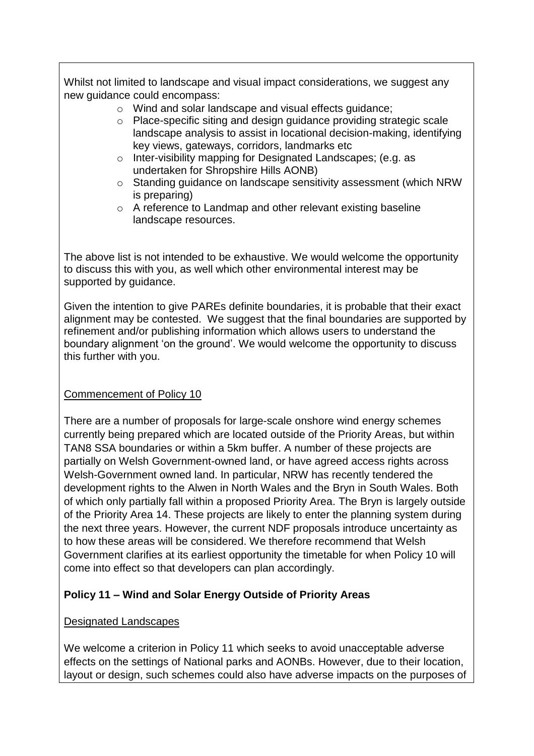Whilst not limited to landscape and visual impact considerations, we suggest any new guidance could encompass:

- Wind and solar landscape and visual effects guidance;
- Place-specific siting and design guidance providing strategic scale landscape analysis to assist in locational decision-making, identifying key views, gateways, corridors, landmarks etc
- Inter-visibility mapping for Designated Landscapes; (e.g. as undertaken for Shropshire Hills AONB)
- Standing guidance on landscape sensitivity assessment (which NRW is preparing)
- A reference to Landmap and other relevant existing baseline landscape resources.

The above list is not intended to be exhaustive. We would welcome the opportunity to discuss this with you, as well which other environmental interest may be supported by guidance.

Given the intention to give PAREs definite boundaries, it is probable that their exact alignment may be contested. We suggest that the final boundaries are supported by refinement and/or publishing information which allows users to understand the boundary alignment 'on the ground'. We would welcome the opportunity to discuss this further with you.

<u>Commencement of Policy 10</u>

There are a number of proposals for large-scale onshore wind energy schemes currently being prepared which are located outside of the Priority Areas, but within TAN8 SSA boundaries or within a 5km buffer. A number of these projects are partially on Welsh Government-owned land, or have agreed access rights across Welsh-Government owned land. In particular, NRW has recently tendered the development rights to the Alwen in North Wales and the Bryn in South Wales. Both of which only partially fall within a proposed Priority Area. The Bryn is largely outside of the Priority Area 14. These projects are likely to enter the planning system during the next three years. However, the current NDF proposals introduce uncertainty as to how these areas will be considered. We therefore recommend that Welsh Government clarifies at its earliest opportunity the timetable for when Policy 10 will come into effect so that developers can plan accordingly.

**Policy 11 – Wind and Solar Energy Outside of Priority Areas**

<u>Designated Landscapes</u>

We welcome a criterion in Policy 11 which seeks to avoid unacceptable adverse effects on the settings of National parks and AONBs. However, due to their location, layout or design, such schemes could also have adverse impacts on the purposes of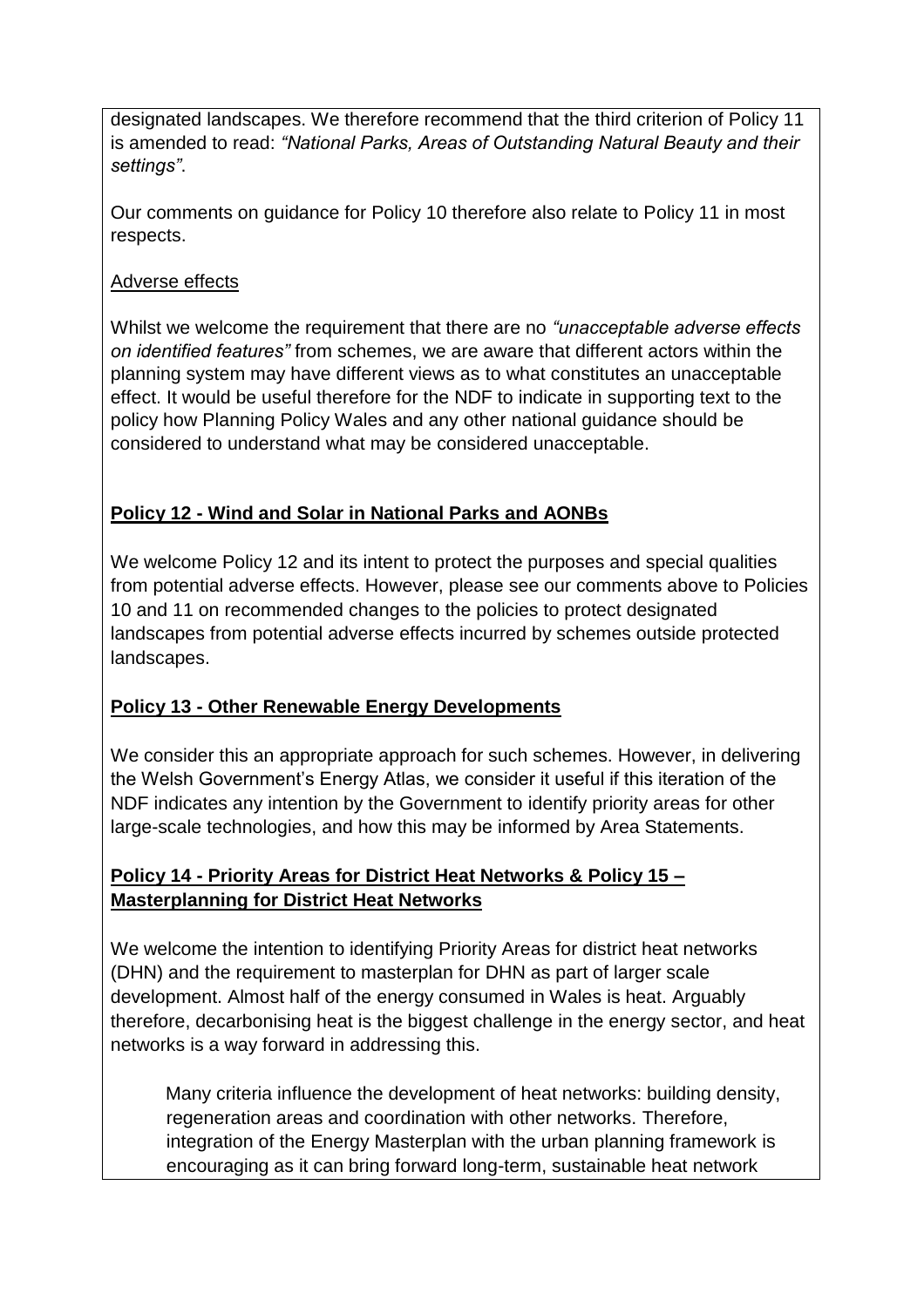designated landscapes. We therefore recommend that the third criterion of Policy 11 is amended to read: *"National Parks, Areas of Outstanding Natural Beauty and their settings"*.

Our comments on guidance for Policy 10 therefore also relate to Policy 11 in most respects.

Adverse effects

Whilst we welcome the requirement that there are no *"unacceptable adverse effects on identified features"* from schemes, we are aware that different actors within the planning system may have different views as to what constitutes an unacceptable effect. It would be useful therefore for the NDF to indicate in supporting text to the policy how Planning Policy Wales and any other national guidance should be considered to understand what may be considered unacceptable.

**Policy 12 - Wind and Solar in National Parks and AONBs**

We welcome Policy 12 and its intent to protect the purposes and special qualities from potential adverse effects. However, please see our comments above to Policies 10 and 11 on recommended changes to the policies to protect designated landscapes from potential adverse effects incurred by schemes outside protected landscapes.

**Policy 13 - Other Renewable Energy Developments**

We consider this an appropriate approach for such schemes. However, in delivering the Welsh Government's Energy Atlas, we consider it useful if this iteration of the NDF indicates any intention by the Government to identify priority areas for other large-scale technologies, and how this may be informed by Area Statements.

**Policy 14 - Priority Areas for District Heat Networks & Policy 15 – Masterplanning for District Heat Networks**

We welcome the intention to identifying Priority Areas for district heat networks (DHN) and the requirement to masterplan for DHN as part of larger scale development. Almost half of the energy consumed in Wales is heat. Arguably therefore, decarbonising heat is the biggest challenge in the energy sector, and heat networks is a way forward in addressing this.

> Many criteria influence the development of heat networks: building density, regeneration areas and coordination with other networks. Therefore, integration of the Energy Masterplan with the urban planning framework is encouraging as it can bring forward long-term, sustainable heat network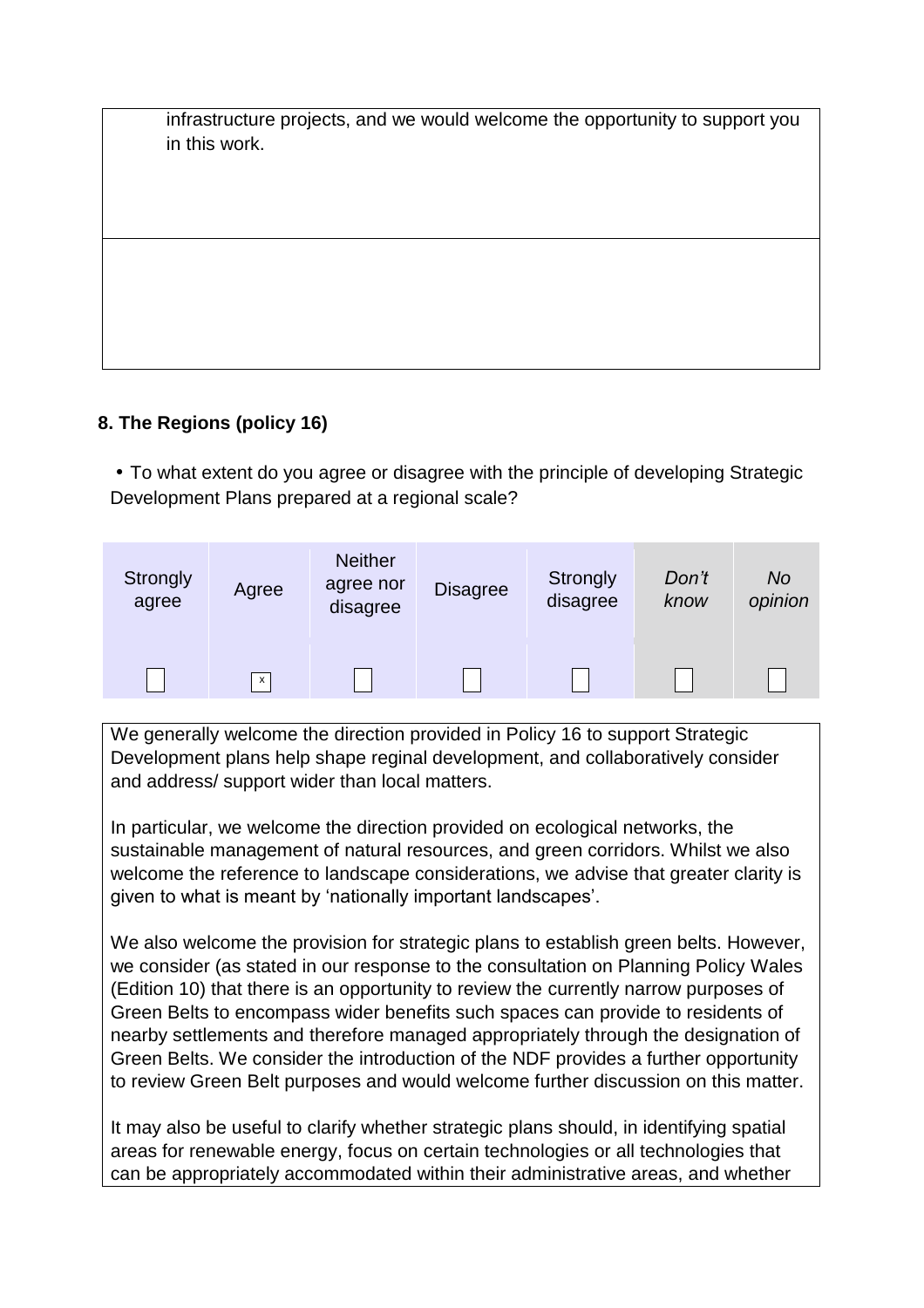infrastructure projects, and we would welcome the opportunity to support you in this work.

## 8. The Regions (policy 16)

- To what extent do you agree or disagree with the principle of developing Strategic Development Plans prepared at a regional scale?

| Strongly agree | Agree | Neither agree nor disagree | Disagree | Strongly disagree | *Don't know* | *No opinion* |
|---|---|---|---|---|---|---|
| | x | | | | | |

We generally welcome the direction provided in Policy 16 to support Strategic Development plans help shape reginal development, and collaboratively consider and address/ support wider than local matters.

In particular, we welcome the direction provided on ecological networks, the sustainable management of natural resources, and green corridors. Whilst we also welcome the reference to landscape considerations, we advise that greater clarity is given to what is meant by 'nationally important landscapes'.

We also welcome the provision for strategic plans to establish green belts. However, we consider (as stated in our response to the consultation on Planning Policy Wales (Edition 10) that there is an opportunity to review the currently narrow purposes of Green Belts to encompass wider benefits such spaces can provide to residents of nearby settlements and therefore managed appropriately through the designation of Green Belts. We consider the introduction of the NDF provides a further opportunity to review Green Belt purposes and would welcome further discussion on this matter.

It may also be useful to clarify whether strategic plans should, in identifying spatial areas for renewable energy, focus on certain technologies or all technologies that can be appropriately accommodated within their administrative areas, and whether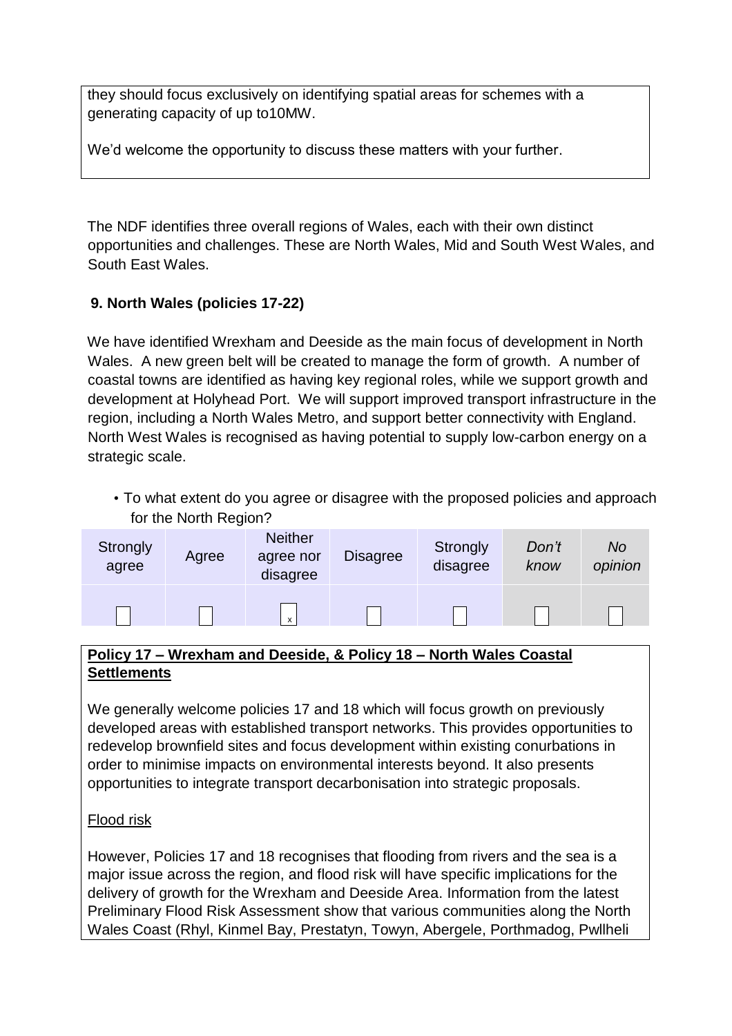they should focus exclusively on identifying spatial areas for schemes with a generating capacity of up to10MW.

We'd welcome the opportunity to discuss these matters with your further.

The NDF identifies three overall regions of Wales, each with their own distinct opportunities and challenges. These are North Wales, Mid and South West Wales, and South East Wales.

**9. North Wales (policies 17-22)**

We have identified Wrexham and Deeside as the main focus of development in North Wales. A new green belt will be created to manage the form of growth. A number of coastal towns are identified as having key regional roles, while we support growth and development at Holyhead Port. We will support improved transport infrastructure in the region, including a North Wales Metro, and support better connectivity with England. North West Wales is recognised as having potential to supply low-carbon energy on a strategic scale.

- To what extent do you agree or disagree with the proposed policies and approach for the North Region?

| Strongly agree | Agree | Neither agree nor disagree | Disagree | Strongly disagree | *Don't know* | *No opinion* |
|---|---|---|---|---|---|---|
| | | x | | | | |

**Policy 17 – Wrexham and Deeside, & Policy 18 – North Wales Coastal Settlements**

We generally welcome policies 17 and 18 which will focus growth on previously developed areas with established transport networks. This provides opportunities to redevelop brownfield sites and focus development within existing conurbations in order to minimise impacts on environmental interests beyond. It also presents opportunities to integrate transport decarbonisation into strategic proposals.

Flood risk

However, Policies 17 and 18 recognises that flooding from rivers and the sea is a major issue across the region, and flood risk will have specific implications for the delivery of growth for the Wrexham and Deeside Area. Information from the latest Preliminary Flood Risk Assessment show that various communities along the North Wales Coast (Rhyl, Kinmel Bay, Prestatyn, Towyn, Abergele, Porthmadog, Pwllheli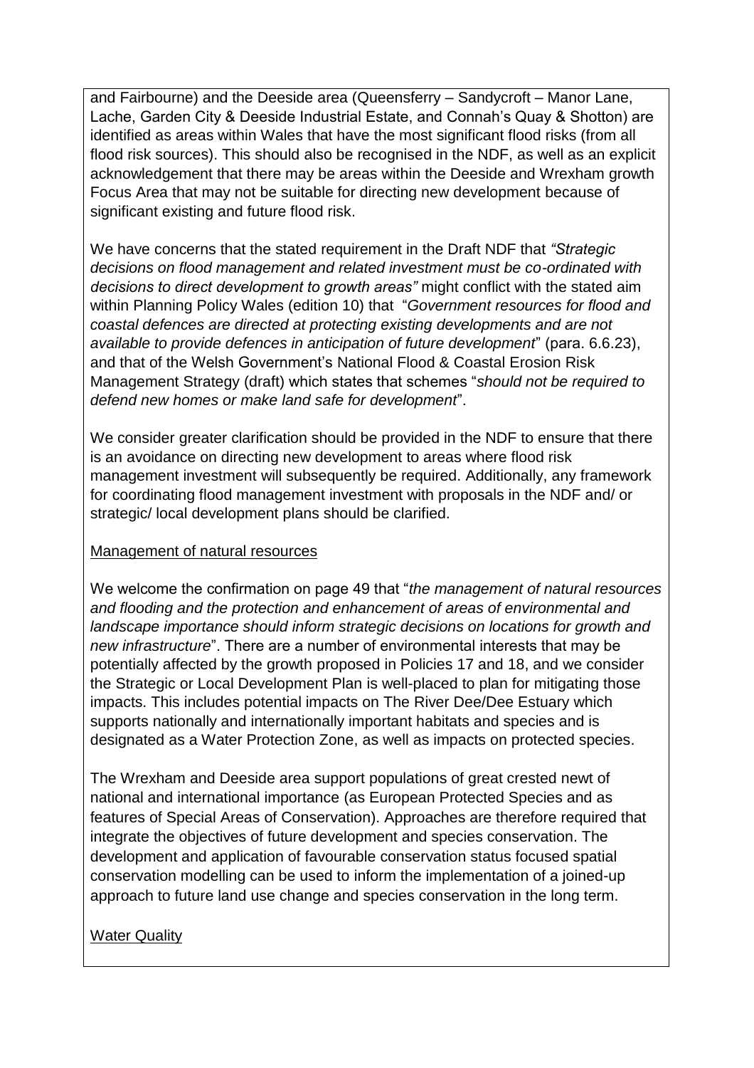and Fairbourne) and the Deeside area (Queensferry – Sandycroft – Manor Lane, Lache, Garden City & Deeside Industrial Estate, and Connah's Quay & Shotton) are identified as areas within Wales that have the most significant flood risks (from all flood risk sources). This should also be recognised in the NDF, as well as an explicit acknowledgement that there may be areas within the Deeside and Wrexham growth Focus Area that may not be suitable for directing new development because of significant existing and future flood risk.

We have concerns that the stated requirement in the Draft NDF that *"Strategic decisions on flood management and related investment must be co-ordinated with decisions to direct development to growth areas"* might conflict with the stated aim within Planning Policy Wales (edition 10) that "*Government resources for flood and coastal defences are directed at protecting existing developments and are not available to provide defences in anticipation of future development*" (para. 6.6.23), and that of the Welsh Government's National Flood & Coastal Erosion Risk Management Strategy (draft) which states that schemes "*should not be required to defend new homes or make land safe for development*".

We consider greater clarification should be provided in the NDF to ensure that there is an avoidance on directing new development to areas where flood risk management investment will subsequently be required. Additionally, any framework for coordinating flood management investment with proposals in the NDF and/ or strategic/ local development plans should be clarified.

<u>Management of natural resources</u>

We welcome the confirmation on page 49 that "*the management of natural resources and flooding and the protection and enhancement of areas of environmental and landscape importance should inform strategic decisions on locations for growth and new infrastructure*". There are a number of environmental interests that may be potentially affected by the growth proposed in Policies 17 and 18, and we consider the Strategic or Local Development Plan is well-placed to plan for mitigating those impacts. This includes potential impacts on The River Dee/Dee Estuary which supports nationally and internationally important habitats and species and is designated as a Water Protection Zone, as well as impacts on protected species.

The Wrexham and Deeside area support populations of great crested newt of national and international importance (as European Protected Species and as features of Special Areas of Conservation). Approaches are therefore required that integrate the objectives of future development and species conservation. The development and application of favourable conservation status focused spatial conservation modelling can be used to inform the implementation of a joined-up approach to future land use change and species conservation in the long term.

<u>Water Quality</u>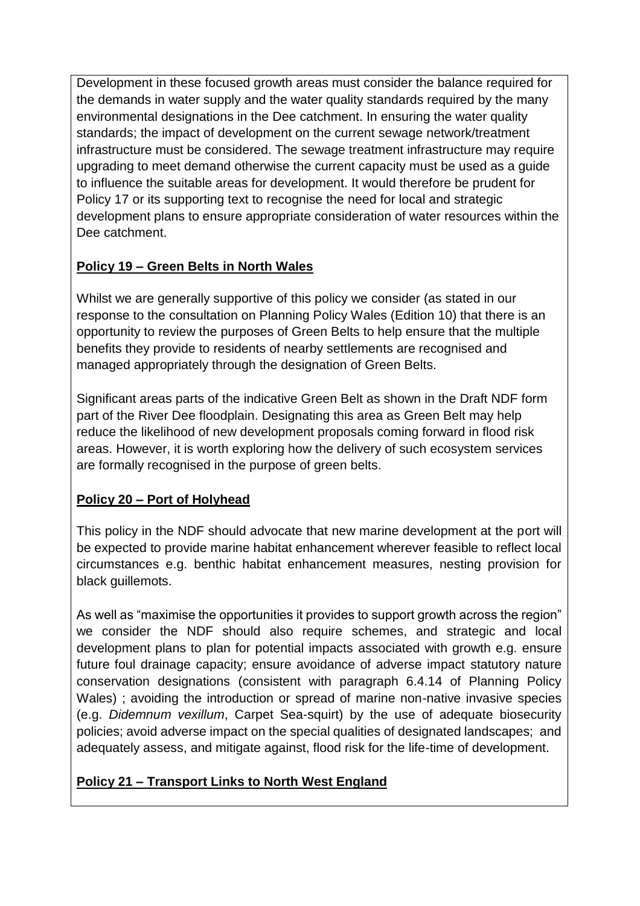Development in these focused growth areas must consider the balance required for the demands in water supply and the water quality standards required by the many environmental designations in the Dee catchment. In ensuring the water quality standards; the impact of development on the current sewage network/treatment infrastructure must be considered. The sewage treatment infrastructure may require upgrading to meet demand otherwise the current capacity must be used as a guide to influence the suitable areas for development. It would therefore be prudent for Policy 17 or its supporting text to recognise the need for local and strategic development plans to ensure appropriate consideration of water resources within the Dee catchment.

**Policy 19 – Green Belts in North Wales**

Whilst we are generally supportive of this policy we consider (as stated in our response to the consultation on Planning Policy Wales (Edition 10) that there is an opportunity to review the purposes of Green Belts to help ensure that the multiple benefits they provide to residents of nearby settlements are recognised and managed appropriately through the designation of Green Belts.

Significant areas parts of the indicative Green Belt as shown in the Draft NDF form part of the River Dee floodplain. Designating this area as Green Belt may help reduce the likelihood of new development proposals coming forward in flood risk areas. However, it is worth exploring how the delivery of such ecosystem services are formally recognised in the purpose of green belts.

**Policy 20 – Port of Holyhead**

This policy in the NDF should advocate that new marine development at the port will be expected to provide marine habitat enhancement wherever feasible to reflect local circumstances e.g. benthic habitat enhancement measures, nesting provision for black guillemots.

As well as "maximise the opportunities it provides to support growth across the region" we consider the NDF should also require schemes, and strategic and local development plans to plan for potential impacts associated with growth e.g. ensure future foul drainage capacity; ensure avoidance of adverse impact statutory nature conservation designations (consistent with paragraph 6.4.14 of Planning Policy Wales) ; avoiding the introduction or spread of marine non-native invasive species (e.g. *Didemnum vexillum*, Carpet Sea-squirt) by the use of adequate biosecurity policies; avoid adverse impact on the special qualities of designated landscapes; and adequately assess, and mitigate against, flood risk for the life-time of development.

**Policy 21 – Transport Links to North West England**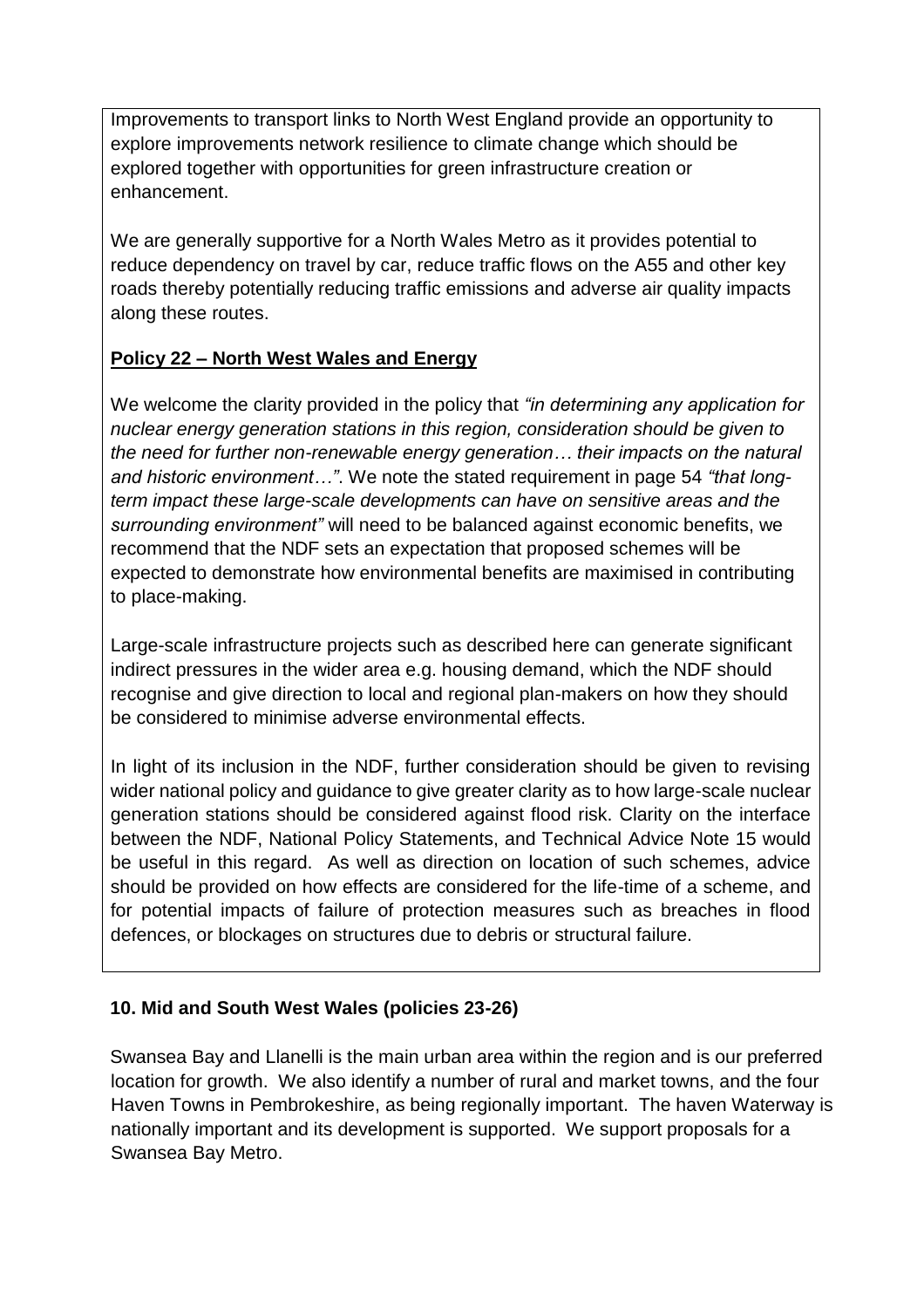Improvements to transport links to North West England provide an opportunity to explore improvements network resilience to climate change which should be explored together with opportunities for green infrastructure creation or enhancement.

We are generally supportive for a North Wales Metro as it provides potential to reduce dependency on travel by car, reduce traffic flows on the A55 and other key roads thereby potentially reducing traffic emissions and adverse air quality impacts along these routes.

**Policy 22 – North West Wales and Energy**

We welcome the clarity provided in the policy that *"in determining any application for nuclear energy generation stations in this region, consideration should be given to the need for further non-renewable energy generation… their impacts on the natural and historic environment…"*. We note the stated requirement in page 54 *"that long-term impact these large-scale developments can have on sensitive areas and the surrounding environment"* will need to be balanced against economic benefits, we recommend that the NDF sets an expectation that proposed schemes will be expected to demonstrate how environmental benefits are maximised in contributing to place-making.

Large-scale infrastructure projects such as described here can generate significant indirect pressures in the wider area e.g. housing demand, which the NDF should recognise and give direction to local and regional plan-makers on how they should be considered to minimise adverse environmental effects.

In light of its inclusion in the NDF, further consideration should be given to revising wider national policy and guidance to give greater clarity as to how large-scale nuclear generation stations should be considered against flood risk. Clarity on the interface between the NDF, National Policy Statements, and Technical Advice Note 15 would be useful in this regard. As well as direction on location of such schemes, advice should be provided on how effects are considered for the life-time of a scheme, and for potential impacts of failure of protection measures such as breaches in flood defences, or blockages on structures due to debris or structural failure.

## 10. Mid and South West Wales (policies 23-26)

Swansea Bay and Llanelli is the main urban area within the region and is our preferred location for growth. We also identify a number of rural and market towns, and the four Haven Towns in Pembrokeshire, as being regionally important. The haven Waterway is nationally important and its development is supported. We support proposals for a Swansea Bay Metro.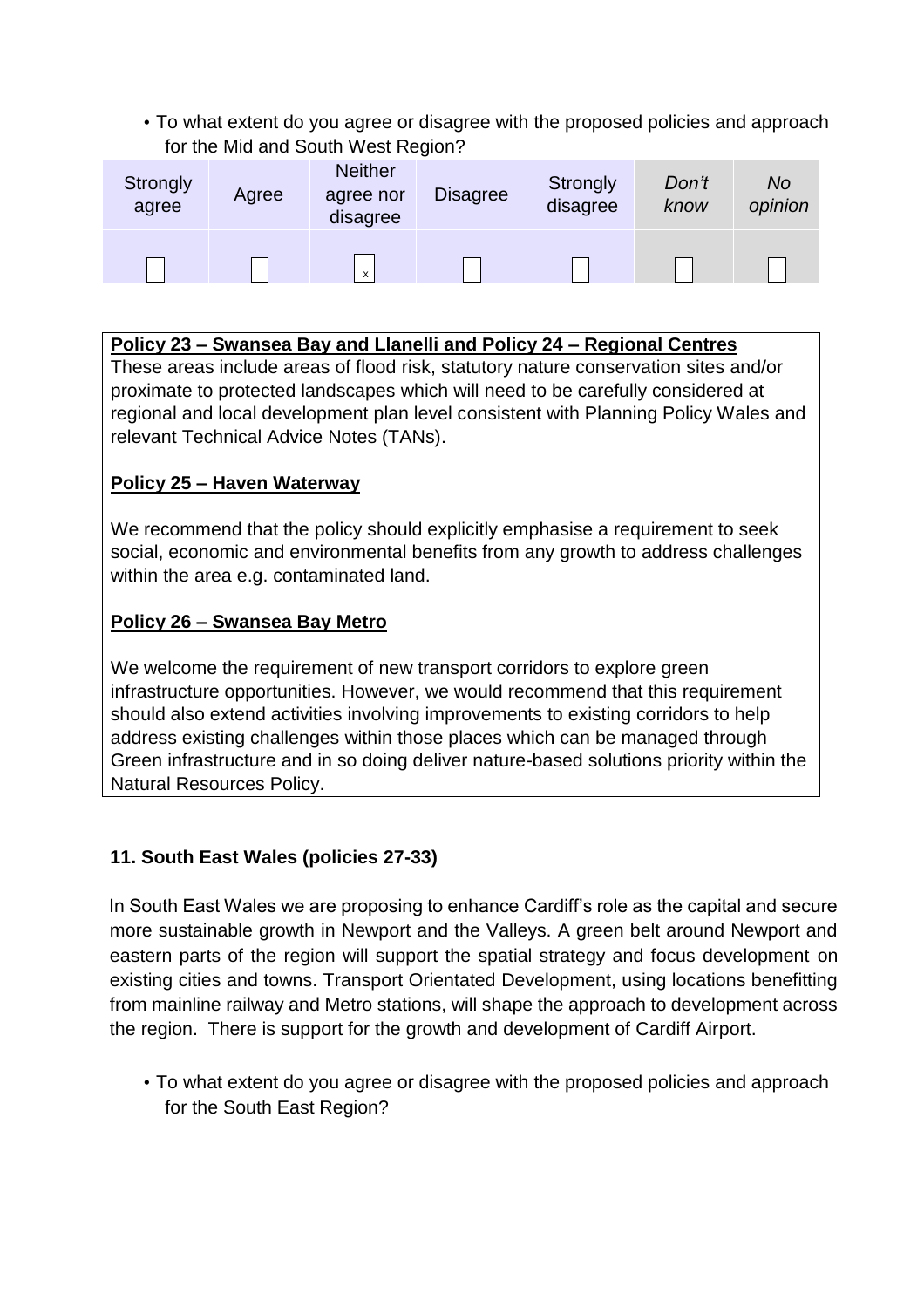- To what extent do you agree or disagree with the proposed policies and approach for the Mid and South West Region?

| Strongly agree | Agree | Neither agree nor disagree | Disagree | Strongly disagree | *Don't know* | *No opinion* |
|---|---|---|---|---|---|---|
| | | x | | | | |

**Policy 23 – Swansea Bay and Llanelli and Policy 24 – Regional Centres**

These areas include areas of flood risk, statutory nature conservation sites and/or proximate to protected landscapes which will need to be carefully considered at regional and local development plan level consistent with Planning Policy Wales and relevant Technical Advice Notes (TANs).

**Policy 25 – Haven Waterway**

We recommend that the policy should explicitly emphasise a requirement to seek social, economic and environmental benefits from any growth to address challenges within the area e.g. contaminated land.

**Policy 26 – Swansea Bay Metro**

We welcome the requirement of new transport corridors to explore green infrastructure opportunities. However, we would recommend that this requirement should also extend activities involving improvements to existing corridors to help address existing challenges within those places which can be managed through Green infrastructure and in so doing deliver nature-based solutions priority within the Natural Resources Policy.

## 11. South East Wales (policies 27-33)

In South East Wales we are proposing to enhance Cardiff's role as the capital and secure more sustainable growth in Newport and the Valleys. A green belt around Newport and eastern parts of the region will support the spatial strategy and focus development on existing cities and towns. Transport Orientated Development, using locations benefitting from mainline railway and Metro stations, will shape the approach to development across the region. There is support for the growth and development of Cardiff Airport.

- To what extent do you agree or disagree with the proposed policies and approach for the South East Region?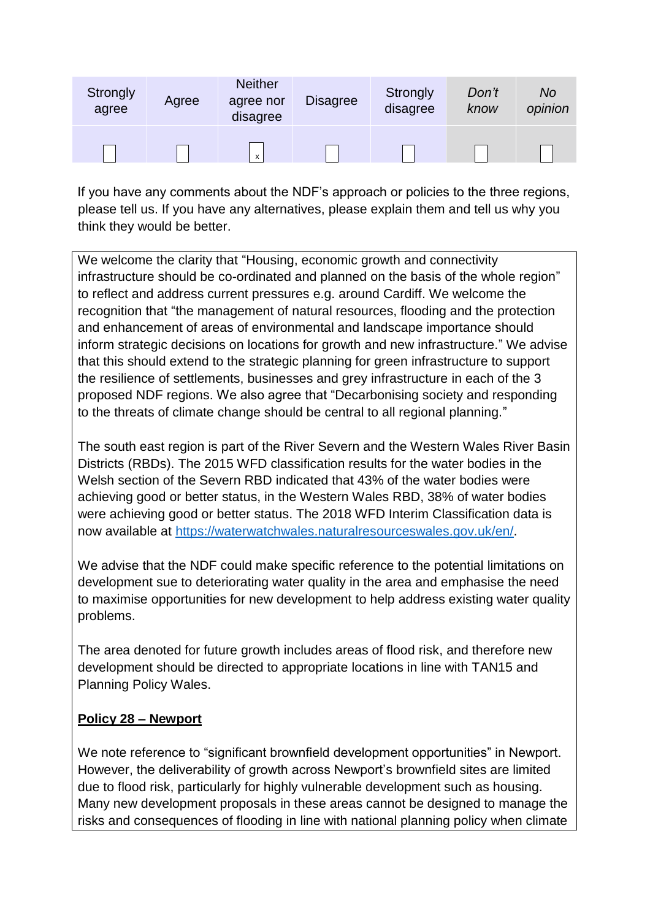| Strongly agree | Agree | Neither agree nor disagree | Disagree | Strongly disagree | *Don't know* | *No opinion* |
|---|---|---|---|---|---|---|
| ☐ | ☐ | x | ☐ | ☐ | ☐ | ☐ |

If you have any comments about the NDF's approach or policies to the three regions, please tell us. If you have any alternatives, please explain them and tell us why you think they would be better.

We welcome the clarity that "Housing, economic growth and connectivity infrastructure should be co-ordinated and planned on the basis of the whole region" to reflect and address current pressures e.g. around Cardiff. We welcome the recognition that "the management of natural resources, flooding and the protection and enhancement of areas of environmental and landscape importance should inform strategic decisions on locations for growth and new infrastructure." We advise that this should extend to the strategic planning for green infrastructure to support the resilience of settlements, businesses and grey infrastructure in each of the 3 proposed NDF regions. We also agree that "Decarbonising society and responding to the threats of climate change should be central to all regional planning."

The south east region is part of the River Severn and the Western Wales River Basin Districts (RBDs). The 2015 WFD classification results for the water bodies in the Welsh section of the Severn RBD indicated that 43% of the water bodies were achieving good or better status, in the Western Wales RBD, 38% of water bodies were achieving good or better status. The 2018 WFD Interim Classification data is now available at https://waterwatchwales.naturalresourceswales.gov.uk/en/.

We advise that the NDF could make specific reference to the potential limitations on development sue to deteriorating water quality in the area and emphasise the need to maximise opportunities for new development to help address existing water quality problems.

The area denoted for future growth includes areas of flood risk, and therefore new development should be directed to appropriate locations in line with TAN15 and Planning Policy Wales.

**Policy 28 – Newport**

We note reference to "significant brownfield development opportunities" in Newport. However, the deliverability of growth across Newport's brownfield sites are limited due to flood risk, particularly for highly vulnerable development such as housing. Many new development proposals in these areas cannot be designed to manage the risks and consequences of flooding in line with national planning policy when climate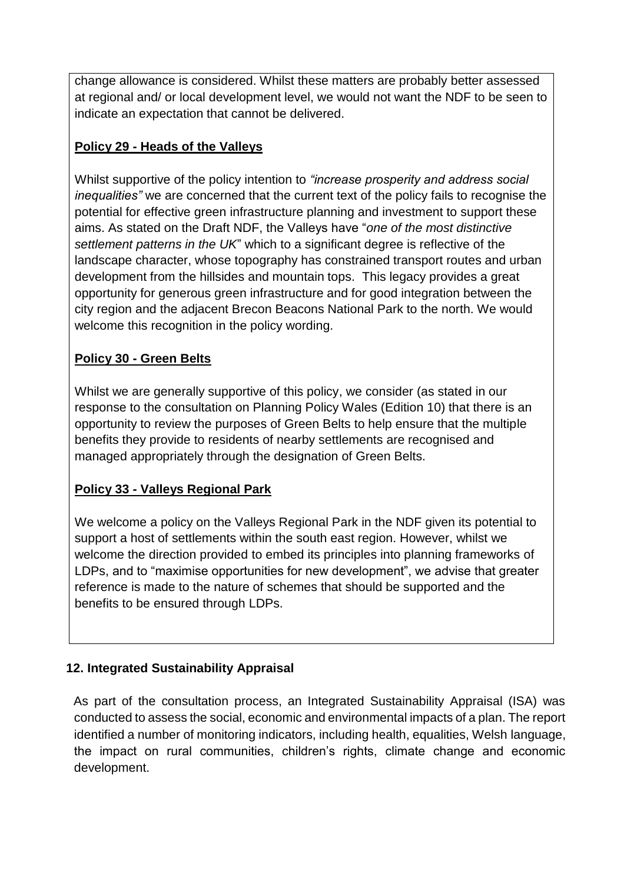change allowance is considered. Whilst these matters are probably better assessed at regional and/ or local development level, we would not want the NDF to be seen to indicate an expectation that cannot be delivered.

**Policy 29 - Heads of the Valleys**

Whilst supportive of the policy intention to *"increase prosperity and address social inequalities"* we are concerned that the current text of the policy fails to recognise the potential for effective green infrastructure planning and investment to support these aims. As stated on the Draft NDF, the Valleys have "*one of the most distinctive settlement patterns in the UK*" which to a significant degree is reflective of the landscape character, whose topography has constrained transport routes and urban development from the hillsides and mountain tops. This legacy provides a great opportunity for generous green infrastructure and for good integration between the city region and the adjacent Brecon Beacons National Park to the north. We would welcome this recognition in the policy wording.

**Policy 30 - Green Belts**

Whilst we are generally supportive of this policy, we consider (as stated in our response to the consultation on Planning Policy Wales (Edition 10) that there is an opportunity to review the purposes of Green Belts to help ensure that the multiple benefits they provide to residents of nearby settlements are recognised and managed appropriately through the designation of Green Belts.

**Policy 33 - Valleys Regional Park**

We welcome a policy on the Valleys Regional Park in the NDF given its potential to support a host of settlements within the south east region. However, whilst we welcome the direction provided to embed its principles into planning frameworks of LDPs, and to "maximise opportunities for new development", we advise that greater reference is made to the nature of schemes that should be supported and the benefits to be ensured through LDPs.

## 12. Integrated Sustainability Appraisal

As part of the consultation process, an Integrated Sustainability Appraisal (ISA) was conducted to assess the social, economic and environmental impacts of a plan. The report identified a number of monitoring indicators, including health, equalities, Welsh language, the impact on rural communities, children's rights, climate change and economic development.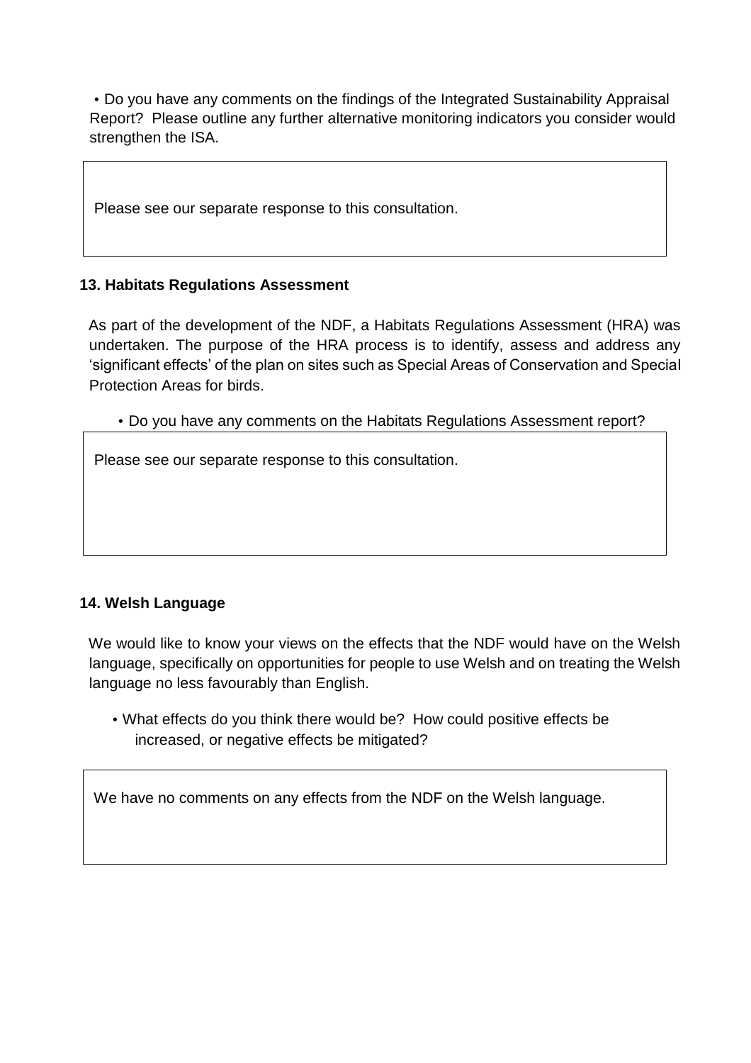- Do you have any comments on the findings of the Integrated Sustainability Appraisal Report? Please outline any further alternative monitoring indicators you consider would strengthen the ISA.

| Please see our separate response to this consultation. |
| --- |

### 13. Habitats Regulations Assessment

As part of the development of the NDF, a Habitats Regulations Assessment (HRA) was undertaken. The purpose of the HRA process is to identify, assess and address any 'significant effects' of the plan on sites such as Special Areas of Conservation and Special Protection Areas for birds.

- Do you have any comments on the Habitats Regulations Assessment report?

| Please see our separate response to this consultation. |
| --- |

### 14. Welsh Language

We would like to know your views on the effects that the NDF would have on the Welsh language, specifically on opportunities for people to use Welsh and on treating the Welsh language no less favourably than English.

- What effects do you think there would be? How could positive effects be increased, or negative effects be mitigated?

| We have no comments on any effects from the NDF on the Welsh language. |
| --- |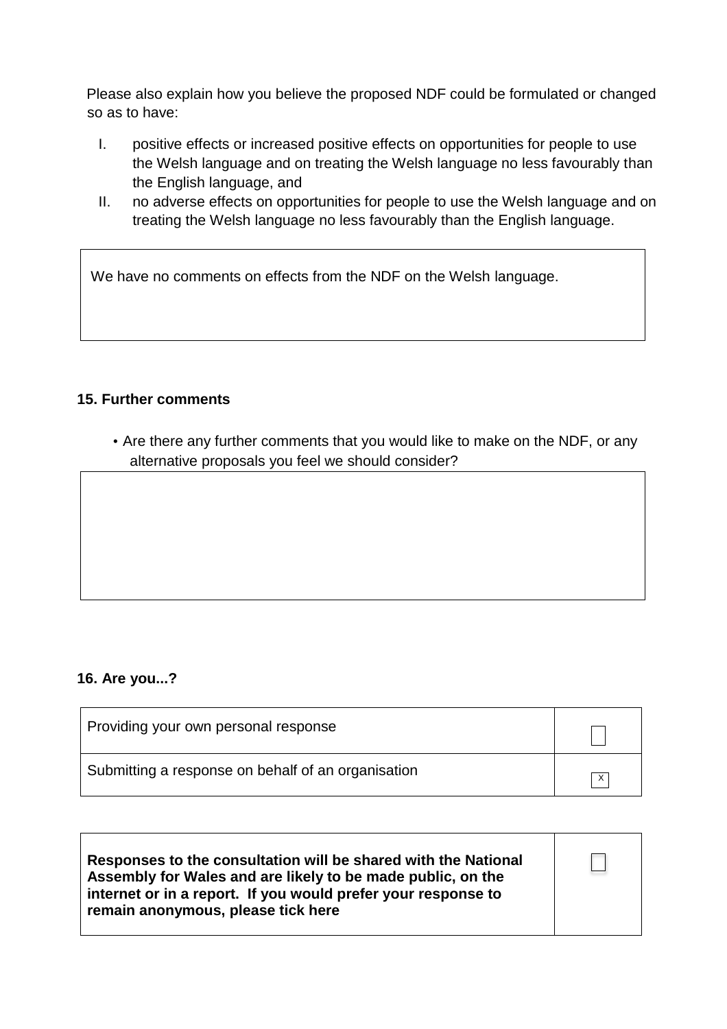Please also explain how you believe the proposed NDF could be formulated or changed so as to have:

I. positive effects or increased positive effects on opportunities for people to use the Welsh language and on treating the Welsh language no less favourably than the English language, and
II. no adverse effects on opportunities for people to use the Welsh language and on treating the Welsh language no less favourably than the English language.

| |
|---|
| We have no comments on effects from the NDF on the Welsh language. |

### 15. Further comments

- Are there any further comments that you would like to make on the NDF, or any alternative proposals you feel we should consider?

| |
|---|
| |

### 16. Are you...?

| | |
|---|---|
| Providing your own personal response | ☐ |
| Submitting a response on behalf of an organisation | X |

| | |
|---|---|
| **Responses to the consultation will be shared with the National Assembly for Wales and are likely to be made public, on the internet or in a report. If you would prefer your response to remain anonymous, please tick here** | ☐ |